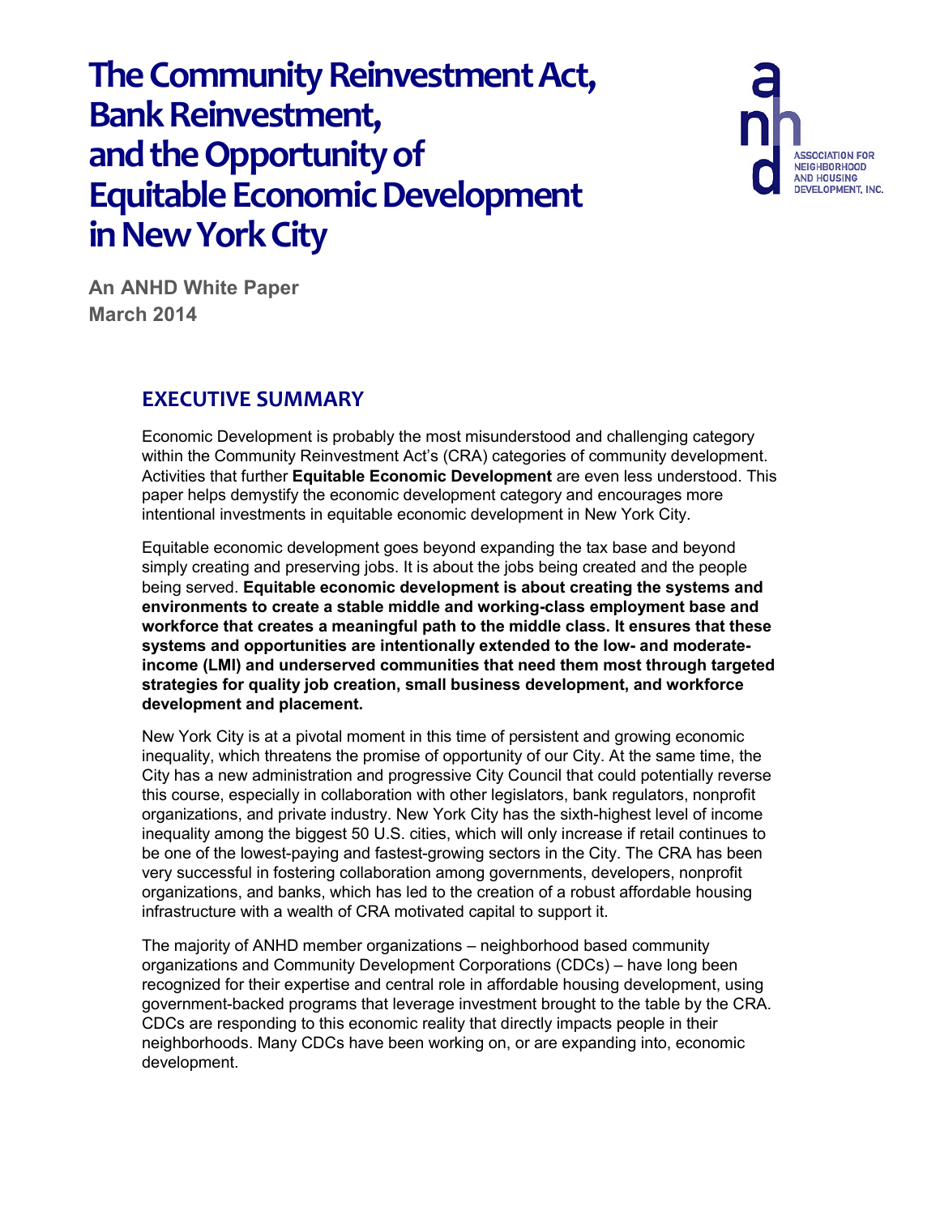# The Community Reinvestment Act, Bank Reinvestment, and the Opportunity of Equitable Economic Development in New York City

ASSOCIATION FOR NEIGHBORHOOD AND HOUSING DEVELOPMENT, INC.

**An ANHD White Paper**
**March 2014**

## EXECUTIVE SUMMARY

Economic Development is probably the most misunderstood and challenging category within the Community Reinvestment Act's (CRA) categories of community development. Activities that further **Equitable Economic Development** are even less understood. This paper helps demystify the economic development category and encourages more intentional investments in equitable economic development in New York City.

Equitable economic development goes beyond expanding the tax base and beyond simply creating and preserving jobs. It is about the jobs being created and the people being served. **Equitable economic development is about creating the systems and environments to create a stable middle and working-class employment base and workforce that creates a meaningful path to the middle class. It ensures that these systems and opportunities are intentionally extended to the low- and moderate-income (LMI) and underserved communities that need them most through targeted strategies for quality job creation, small business development, and workforce development and placement.**

New York City is at a pivotal moment in this time of persistent and growing economic inequality, which threatens the promise of opportunity of our City. At the same time, the City has a new administration and progressive City Council that could potentially reverse this course, especially in collaboration with other legislators, bank regulators, nonprofit organizations, and private industry. New York City has the sixth-highest level of income inequality among the biggest 50 U.S. cities, which will only increase if retail continues to be one of the lowest-paying and fastest-growing sectors in the City. The CRA has been very successful in fostering collaboration among governments, developers, nonprofit organizations, and banks, which has led to the creation of a robust affordable housing infrastructure with a wealth of CRA motivated capital to support it.

The majority of ANHD member organizations – neighborhood based community organizations and Community Development Corporations (CDCs) – have long been recognized for their expertise and central role in affordable housing development, using government-backed programs that leverage investment brought to the table by the CRA. CDCs are responding to this economic reality that directly impacts people in their neighborhoods. Many CDCs have been working on, or are expanding into, economic development.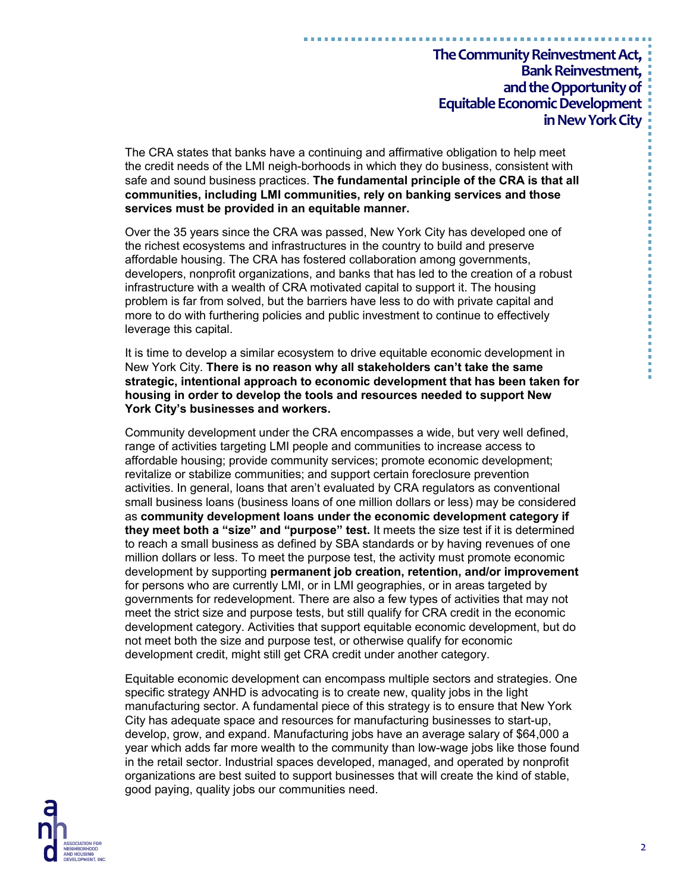The CRA states that banks have a continuing and affirmative obligation to help meet the credit needs of the LMI neigh-borhoods in which they do business, consistent with safe and sound business practices. **The fundamental principle of the CRA is that all communities, including LMI communities, rely on banking services and those services must be provided in an equitable manner.**

Over the 35 years since the CRA was passed, New York City has developed one of the richest ecosystems and infrastructures in the country to build and preserve affordable housing. The CRA has fostered collaboration among governments, developers, nonprofit organizations, and banks that has led to the creation of a robust infrastructure with a wealth of CRA motivated capital to support it. The housing problem is far from solved, but the barriers have less to do with private capital and more to do with furthering policies and public investment to continue to effectively leverage this capital.

It is time to develop a similar ecosystem to drive equitable economic development in New York City. **There is no reason why all stakeholders can't take the same strategic, intentional approach to economic development that has been taken for housing in order to develop the tools and resources needed to support New York City's businesses and workers.**

Community development under the CRA encompasses a wide, but very well defined, range of activities targeting LMI people and communities to increase access to affordable housing; provide community services; promote economic development; revitalize or stabilize communities; and support certain foreclosure prevention activities. In general, loans that aren't evaluated by CRA regulators as conventional small business loans (business loans of one million dollars or less) may be considered as **community development loans under the economic development category if they meet both a "size" and "purpose" test.** It meets the size test if it is determined to reach a small business as defined by SBA standards or by having revenues of one million dollars or less. To meet the purpose test, the activity must promote economic development by supporting **permanent job creation, retention, and/or improvement** for persons who are currently LMI, or in LMI geographies, or in areas targeted by governments for redevelopment. There are also a few types of activities that may not meet the strict size and purpose tests, but still qualify for CRA credit in the economic development category. Activities that support equitable economic development, but do not meet both the size and purpose test, or otherwise qualify for economic development credit, might still get CRA credit under another category.

Equitable economic development can encompass multiple sectors and strategies. One specific strategy ANHD is advocating is to create new, quality jobs in the light manufacturing sector. A fundamental piece of this strategy is to ensure that New York City has adequate space and resources for manufacturing businesses to start-up, develop, grow, and expand. Manufacturing jobs have an average salary of $64,000 a year which adds far more wealth to the community than low-wage jobs like those found in the retail sector. Industrial spaces developed, managed, and operated by nonprofit organizations are best suited to support businesses that will create the kind of stable, good paying, quality jobs our communities need.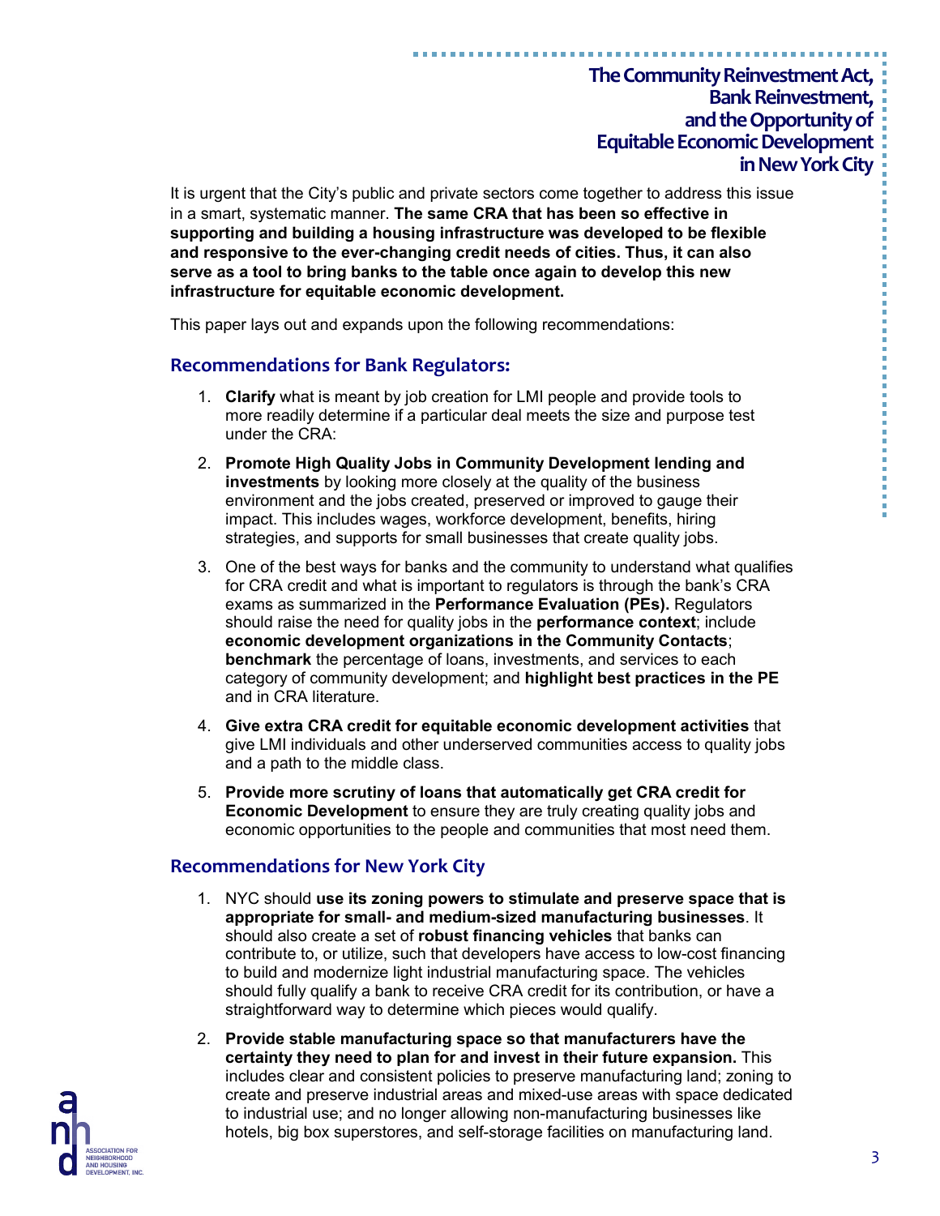It is urgent that the City's public and private sectors come together to address this issue in a smart, systematic manner. **The same CRA that has been so effective in supporting and building a housing infrastructure was developed to be flexible and responsive to the ever-changing credit needs of cities. Thus, it can also serve as a tool to bring banks to the table once again to develop this new infrastructure for equitable economic development.**

This paper lays out and expands upon the following recommendations:

## Recommendations for Bank Regulators:

1. **Clarify** what is meant by job creation for LMI people and provide tools to more readily determine if a particular deal meets the size and purpose test under the CRA:
2. **Promote High Quality Jobs in Community Development lending and investments** by looking more closely at the quality of the business environment and the jobs created, preserved or improved to gauge their impact. This includes wages, workforce development, benefits, hiring strategies, and supports for small businesses that create quality jobs.
3. One of the best ways for banks and the community to understand what qualifies for CRA credit and what is important to regulators is through the bank's CRA exams as summarized in the **Performance Evaluation (PEs).** Regulators should raise the need for quality jobs in the **performance context**; include **economic development organizations in the Community Contacts**; **benchmark** the percentage of loans, investments, and services to each category of community development; and **highlight best practices in the PE** and in CRA literature.
4. **Give extra CRA credit for equitable economic development activities** that give LMI individuals and other underserved communities access to quality jobs and a path to the middle class.
5. **Provide more scrutiny of loans that automatically get CRA credit for Economic Development** to ensure they are truly creating quality jobs and economic opportunities to the people and communities that most need them.

## Recommendations for New York City

1. NYC should **use its zoning powers to stimulate and preserve space that is appropriate for small- and medium-sized manufacturing businesses**. It should also create a set of **robust financing vehicles** that banks can contribute to, or utilize, such that developers have access to low-cost financing to build and modernize light industrial manufacturing space. The vehicles should fully qualify a bank to receive CRA credit for its contribution, or have a straightforward way to determine which pieces would qualify.
2. **Provide stable manufacturing space so that manufacturers have the certainty they need to plan for and invest in their future expansion.** This includes clear and consistent policies to preserve manufacturing land; zoning to create and preserve industrial areas and mixed-use areas with space dedicated to industrial use; and no longer allowing non-manufacturing businesses like hotels, big box superstores, and self-storage facilities on manufacturing land.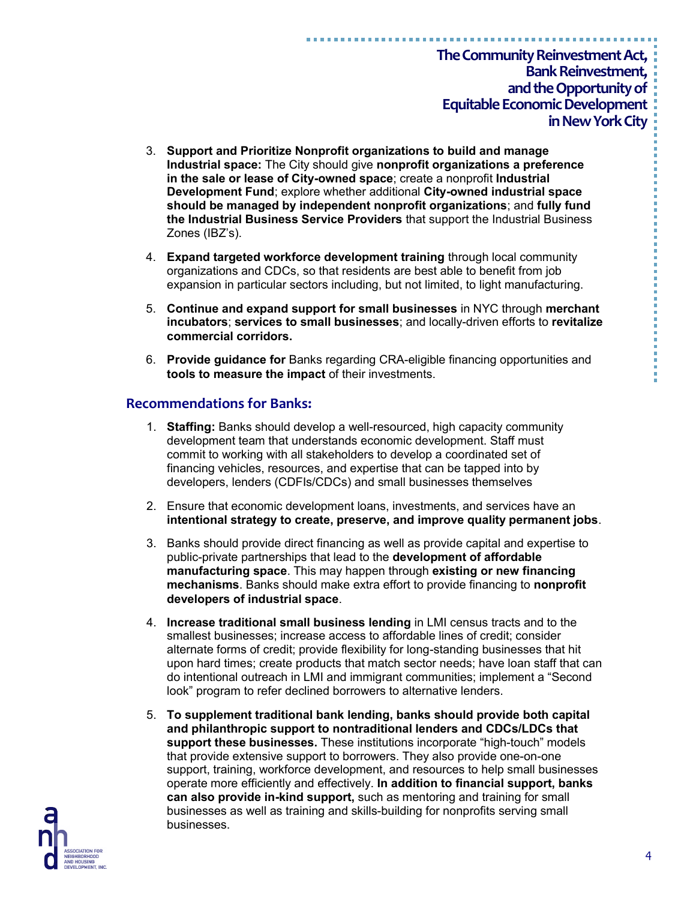3. **Support and Prioritize Nonprofit organizations to build and manage Industrial space:** The City should give **nonprofit organizations a preference in the sale or lease of City-owned space**; create a nonprofit **Industrial Development Fund**; explore whether additional **City-owned industrial space should be managed by independent nonprofit organizations**; and **fully fund the Industrial Business Service Providers** that support the Industrial Business Zones (IBZ's).

4. **Expand targeted workforce development training** through local community organizations and CDCs, so that residents are best able to benefit from job expansion in particular sectors including, but not limited, to light manufacturing.

5. **Continue and expand support for small businesses** in NYC through **merchant incubators**; **services to small businesses**; and locally-driven efforts to **revitalize commercial corridors.**

6. **Provide guidance for** Banks regarding CRA-eligible financing opportunities and **tools to measure the impact** of their investments.

## Recommendations for Banks:

1. **Staffing:** Banks should develop a well-resourced, high capacity community development team that understands economic development. Staff must commit to working with all stakeholders to develop a coordinated set of financing vehicles, resources, and expertise that can be tapped into by developers, lenders (CDFIs/CDCs) and small businesses themselves

2. Ensure that economic development loans, investments, and services have an **intentional strategy to create, preserve, and improve quality permanent jobs**.

3. Banks should provide direct financing as well as provide capital and expertise to public-private partnerships that lead to the **development of affordable manufacturing space**. This may happen through **existing or new financing mechanisms**. Banks should make extra effort to provide financing to **nonprofit developers of industrial space**.

4. **Increase traditional small business lending** in LMI census tracts and to the smallest businesses; increase access to affordable lines of credit; consider alternate forms of credit; provide flexibility for long-standing businesses that hit upon hard times; create products that match sector needs; have loan staff that can do intentional outreach in LMI and immigrant communities; implement a "Second look" program to refer declined borrowers to alternative lenders.

5. **To supplement traditional bank lending, banks should provide both capital and philanthropic support to nontraditional lenders and CDCs/LDCs that support these businesses.** These institutions incorporate "high-touch" models that provide extensive support to borrowers. They also provide one-on-one support, training, workforce development, and resources to help small businesses operate more efficiently and effectively. **In addition to financial support, banks can also provide in-kind support,** such as mentoring and training for small businesses as well as training and skills-building for nonprofits serving small businesses.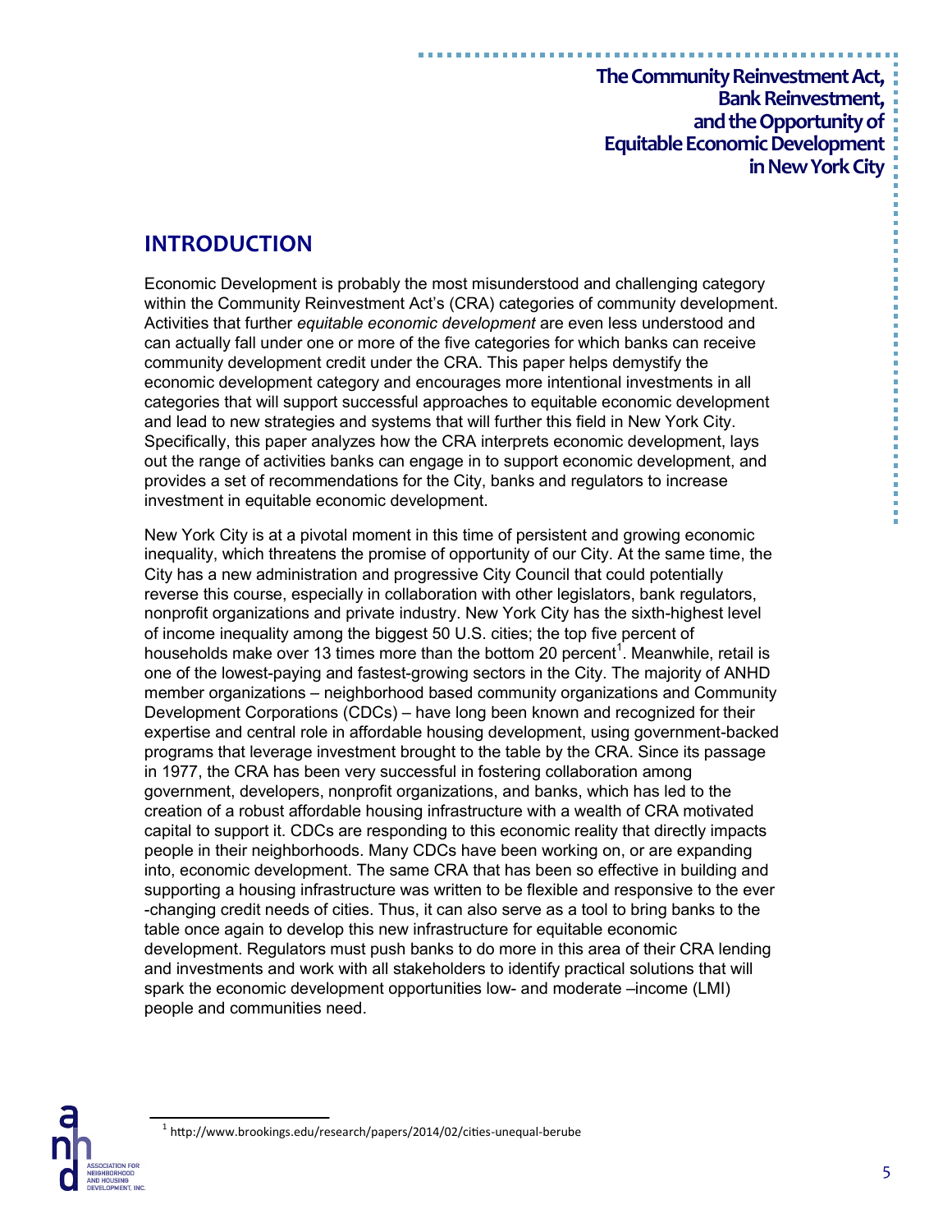## INTRODUCTION

Economic Development is probably the most misunderstood and challenging category within the Community Reinvestment Act's (CRA) categories of community development. Activities that further *equitable economic development* are even less understood and can actually fall under one or more of the five categories for which banks can receive community development credit under the CRA. This paper helps demystify the economic development category and encourages more intentional investments in all categories that will support successful approaches to equitable economic development and lead to new strategies and systems that will further this field in New York City. Specifically, this paper analyzes how the CRA interprets economic development, lays out the range of activities banks can engage in to support economic development, and provides a set of recommendations for the City, banks and regulators to increase investment in equitable economic development.

New York City is at a pivotal moment in this time of persistent and growing economic inequality, which threatens the promise of opportunity of our City. At the same time, the City has a new administration and progressive City Council that could potentially reverse this course, especially in collaboration with other legislators, bank regulators, nonprofit organizations and private industry. New York City has the sixth-highest level of income inequality among the biggest 50 U.S. cities; the top five percent of households make over 13 times more than the bottom 20 percent[1]. Meanwhile, retail is one of the lowest-paying and fastest-growing sectors in the City. The majority of ANHD member organizations – neighborhood based community organizations and Community Development Corporations (CDCs) – have long been known and recognized for their expertise and central role in affordable housing development, using government-backed programs that leverage investment brought to the table by the CRA. Since its passage in 1977, the CRA has been very successful in fostering collaboration among government, developers, nonprofit organizations, and banks, which has led to the creation of a robust affordable housing infrastructure with a wealth of CRA motivated capital to support it. CDCs are responding to this economic reality that directly impacts people in their neighborhoods. Many CDCs have been working on, or are expanding into, economic development. The same CRA that has been so effective in building and supporting a housing infrastructure was written to be flexible and responsive to the ever-changing credit needs of cities. Thus, it can also serve as a tool to bring banks to the table once again to develop this new infrastructure for equitable economic development. Regulators must push banks to do more in this area of their CRA lending and investments and work with all stakeholders to identify practical solutions that will spark the economic development opportunities low- and moderate –income (LMI) people and communities need.

[1] http://www.brookings.edu/research/papers/2014/02/cities-unequal-berube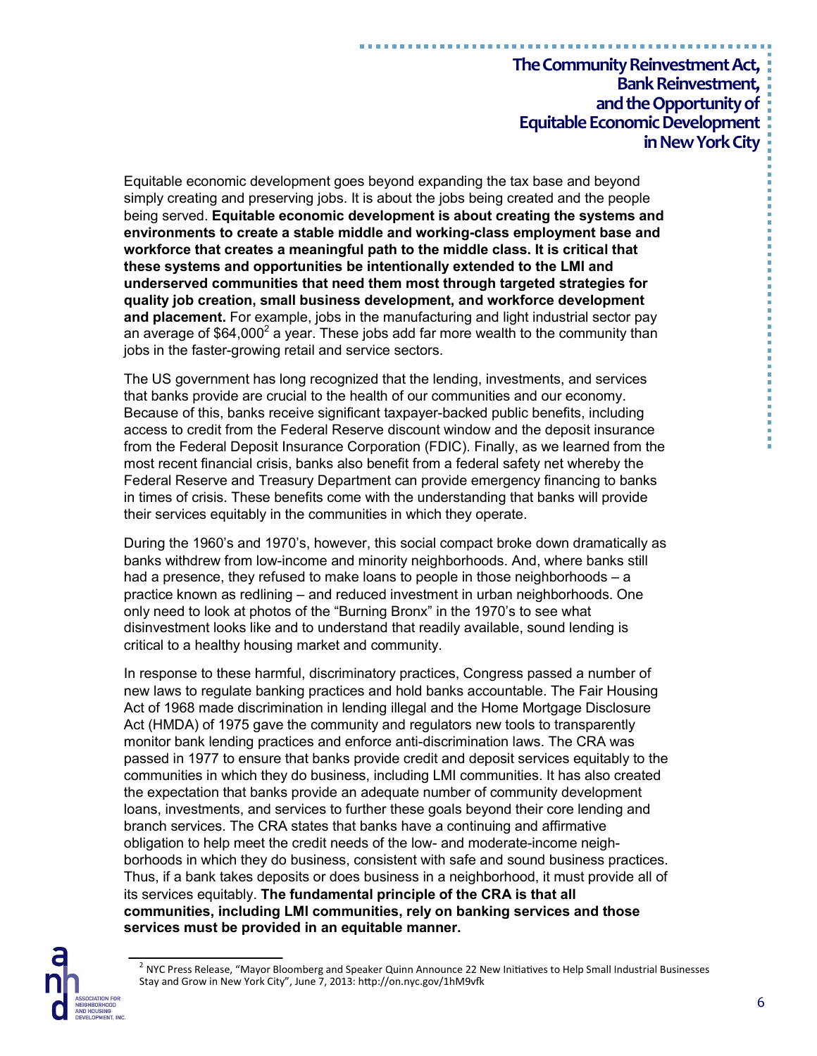Equitable economic development goes beyond expanding the tax base and beyond simply creating and preserving jobs. It is about the jobs being created and the people being served. **Equitable economic development is about creating the systems and environments to create a stable middle and working-class employment base and workforce that creates a meaningful path to the middle class. It is critical that these systems and opportunities be intentionally extended to the LMI and underserved communities that need them most through targeted strategies for quality job creation, small business development, and workforce development and placement.** For example, jobs in the manufacturing and light industrial sector pay an average of $64,000[2] a year. These jobs add far more wealth to the community than jobs in the faster-growing retail and service sectors.

The US government has long recognized that the lending, investments, and services that banks provide are crucial to the health of our communities and our economy. Because of this, banks receive significant taxpayer-backed public benefits, including access to credit from the Federal Reserve discount window and the deposit insurance from the Federal Deposit Insurance Corporation (FDIC). Finally, as we learned from the most recent financial crisis, banks also benefit from a federal safety net whereby the Federal Reserve and Treasury Department can provide emergency financing to banks in times of crisis. These benefits come with the understanding that banks will provide their services equitably in the communities in which they operate.

During the 1960's and 1970's, however, this social compact broke down dramatically as banks withdrew from low-income and minority neighborhoods. And, where banks still had a presence, they refused to make loans to people in those neighborhoods – a practice known as redlining – and reduced investment in urban neighborhoods. One only need to look at photos of the "Burning Bronx" in the 1970's to see what disinvestment looks like and to understand that readily available, sound lending is critical to a healthy housing market and community.

In response to these harmful, discriminatory practices, Congress passed a number of new laws to regulate banking practices and hold banks accountable. The Fair Housing Act of 1968 made discrimination in lending illegal and the Home Mortgage Disclosure Act (HMDA) of 1975 gave the community and regulators new tools to transparently monitor bank lending practices and enforce anti-discrimination laws. The CRA was passed in 1977 to ensure that banks provide credit and deposit services equitably to the communities in which they do business, including LMI communities. It has also created the expectation that banks provide an adequate number of community development loans, investments, and services to further these goals beyond their core lending and branch services. The CRA states that banks have a continuing and affirmative obligation to help meet the credit needs of the low- and moderate-income neighborhoods in which they do business, consistent with safe and sound business practices. Thus, if a bank takes deposits or does business in a neighborhood, it must provide all of its services equitably. **The fundamental principle of the CRA is that all communities, including LMI communities, rely on banking services and those services must be provided in an equitable manner.**

[2] NYC Press Release, "Mayor Bloomberg and Speaker Quinn Announce 22 New Initiatives to Help Small Industrial Businesses Stay and Grow in New York City", June 7, 2013: http://on.nyc.gov/1hM9vfk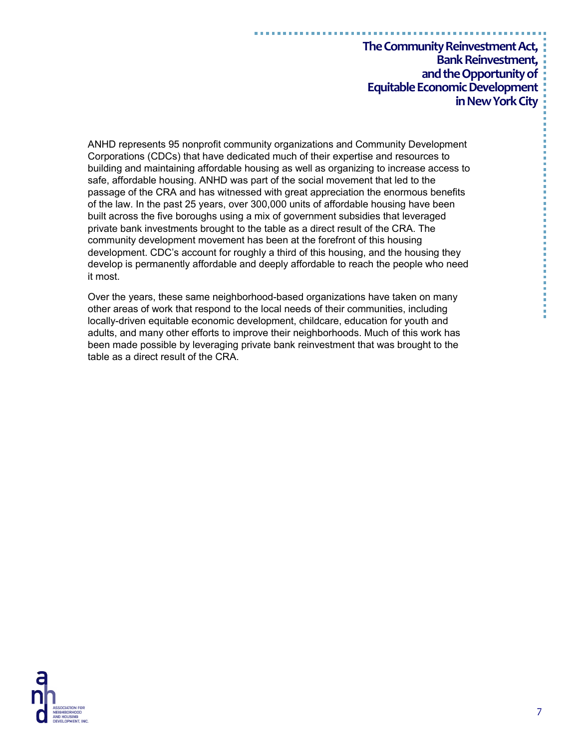ANHD represents 95 nonprofit community organizations and Community Development Corporations (CDCs) that have dedicated much of their expertise and resources to building and maintaining affordable housing as well as organizing to increase access to safe, affordable housing. ANHD was part of the social movement that led to the passage of the CRA and has witnessed with great appreciation the enormous benefits of the law. In the past 25 years, over 300,000 units of affordable housing have been built across the five boroughs using a mix of government subsidies that leveraged private bank investments brought to the table as a direct result of the CRA. The community development movement has been at the forefront of this housing development. CDC's account for roughly a third of this housing, and the housing they develop is permanently affordable and deeply affordable to reach the people who need it most.

Over the years, these same neighborhood-based organizations have taken on many other areas of work that respond to the local needs of their communities, including locally-driven equitable economic development, childcare, education for youth and adults, and many other efforts to improve their neighborhoods. Much of this work has been made possible by leveraging private bank reinvestment that was brought to the table as a direct result of the CRA.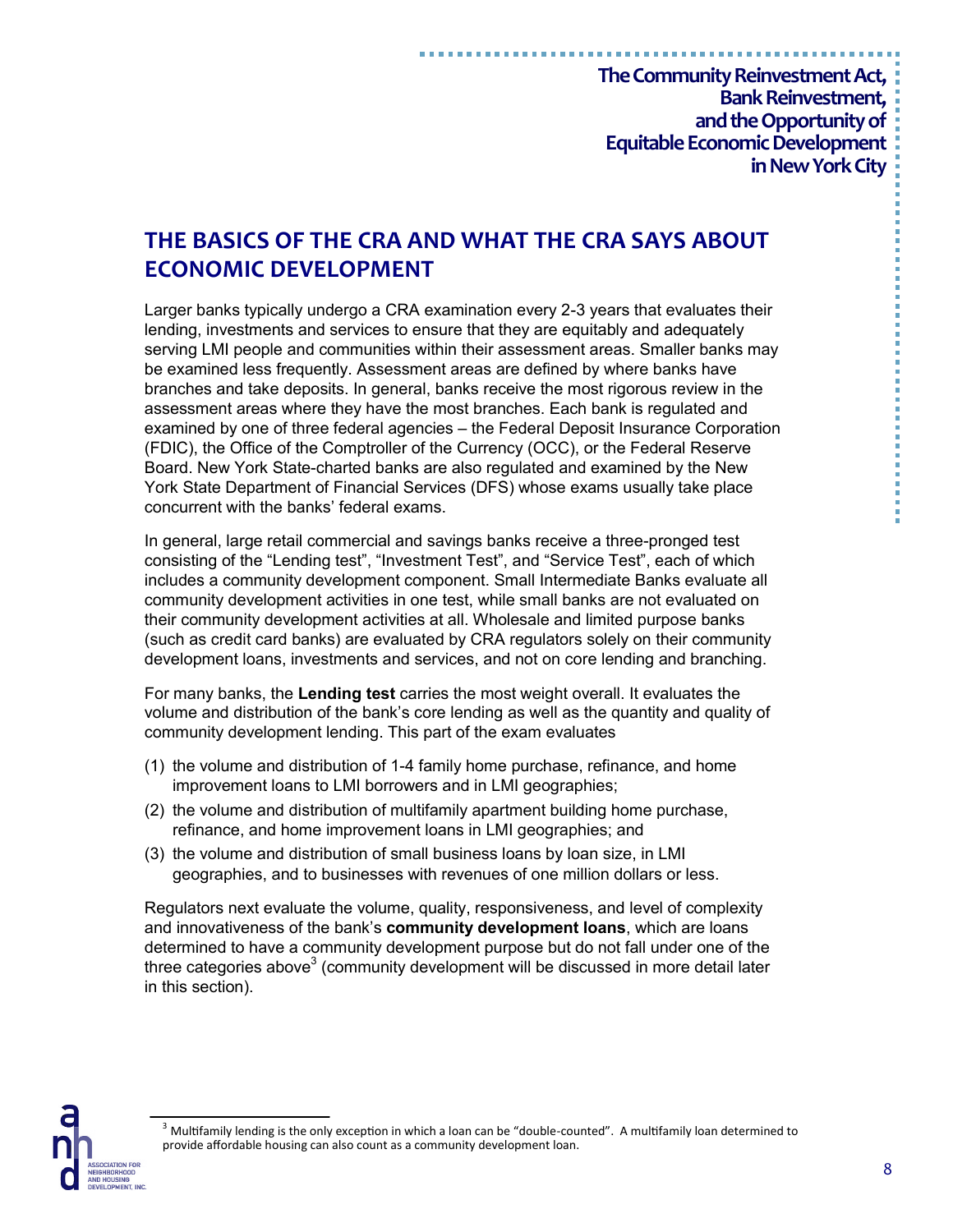## THE BASICS OF THE CRA AND WHAT THE CRA SAYS ABOUT ECONOMIC DEVELOPMENT

Larger banks typically undergo a CRA examination every 2-3 years that evaluates their lending, investments and services to ensure that they are equitably and adequately serving LMI people and communities within their assessment areas. Smaller banks may be examined less frequently. Assessment areas are defined by where banks have branches and take deposits. In general, banks receive the most rigorous review in the assessment areas where they have the most branches. Each bank is regulated and examined by one of three federal agencies – the Federal Deposit Insurance Corporation (FDIC), the Office of the Comptroller of the Currency (OCC), or the Federal Reserve Board. New York State-charted banks are also regulated and examined by the New York State Department of Financial Services (DFS) whose exams usually take place concurrent with the banks' federal exams.

In general, large retail commercial and savings banks receive a three-pronged test consisting of the "Lending test", "Investment Test", and "Service Test", each of which includes a community development component. Small Intermediate Banks evaluate all community development activities in one test, while small banks are not evaluated on their community development activities at all. Wholesale and limited purpose banks (such as credit card banks) are evaluated by CRA regulators solely on their community development loans, investments and services, and not on core lending and branching.

For many banks, the **Lending test** carries the most weight overall. It evaluates the volume and distribution of the bank's core lending as well as the quantity and quality of community development lending. This part of the exam evaluates

(1) the volume and distribution of 1-4 family home purchase, refinance, and home improvement loans to LMI borrowers and in LMI geographies;
(2) the volume and distribution of multifamily apartment building home purchase, refinance, and home improvement loans in LMI geographies; and
(3) the volume and distribution of small business loans by loan size, in LMI geographies, and to businesses with revenues of one million dollars or less.

Regulators next evaluate the volume, quality, responsiveness, and level of complexity and innovativeness of the bank's **community development loans**, which are loans determined to have a community development purpose but do not fall under one of the three categories above[3] (community development will be discussed in more detail later in this section).

[3] Multifamily lending is the only exception in which a loan can be "double-counted". A multifamily loan determined to provide affordable housing can also count as a community development loan.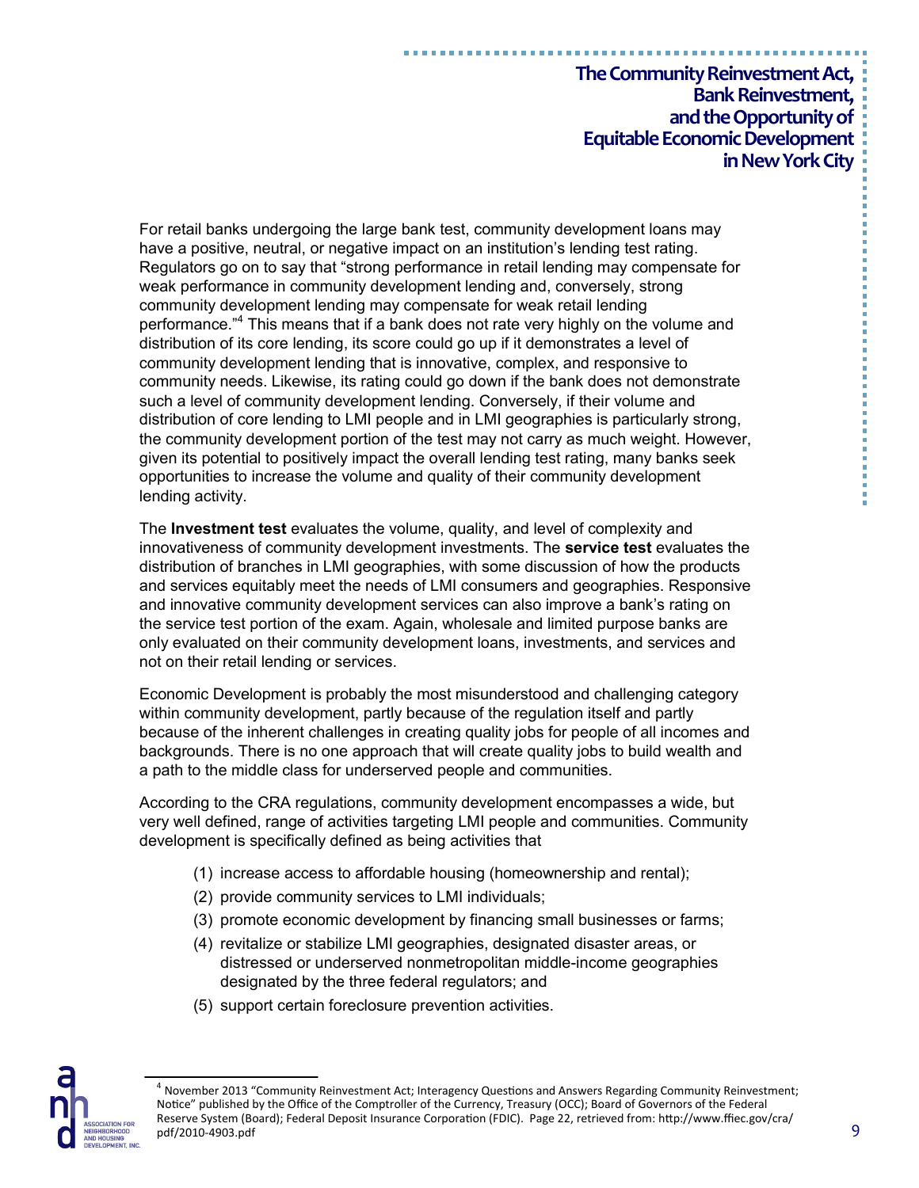For retail banks undergoing the large bank test, community development loans may have a positive, neutral, or negative impact on an institution's lending test rating. Regulators go on to say that "strong performance in retail lending may compensate for weak performance in community development lending and, conversely, strong community development lending may compensate for weak retail lending performance."[4] This means that if a bank does not rate very highly on the volume and distribution of its core lending, its score could go up if it demonstrates a level of community development lending that is innovative, complex, and responsive to community needs. Likewise, its rating could go down if the bank does not demonstrate such a level of community development lending. Conversely, if their volume and distribution of core lending to LMI people and in LMI geographies is particularly strong, the community development portion of the test may not carry as much weight. However, given its potential to positively impact the overall lending test rating, many banks seek opportunities to increase the volume and quality of their community development lending activity.

The **Investment test** evaluates the volume, quality, and level of complexity and innovativeness of community development investments. The **service test** evaluates the distribution of branches in LMI geographies, with some discussion of how the products and services equitably meet the needs of LMI consumers and geographies. Responsive and innovative community development services can also improve a bank's rating on the service test portion of the exam. Again, wholesale and limited purpose banks are only evaluated on their community development loans, investments, and services and not on their retail lending or services.

Economic Development is probably the most misunderstood and challenging category within community development, partly because of the regulation itself and partly because of the inherent challenges in creating quality jobs for people of all incomes and backgrounds. There is no one approach that will create quality jobs to build wealth and a path to the middle class for underserved people and communities.

According to the CRA regulations, community development encompasses a wide, but very well defined, range of activities targeting LMI people and communities. Community development is specifically defined as being activities that

(1) increase access to affordable housing (homeownership and rental);
(2) provide community services to LMI individuals;
(3) promote economic development by financing small businesses or farms;
(4) revitalize or stabilize LMI geographies, designated disaster areas, or distressed or underserved nonmetropolitan middle-income geographies designated by the three federal regulators; and
(5) support certain foreclosure prevention activities.

[4] November 2013 "Community Reinvestment Act; Interagency Questions and Answers Regarding Community Reinvestment; Notice" published by the Office of the Comptroller of the Currency, Treasury (OCC); Board of Governors of the Federal Reserve System (Board); Federal Deposit Insurance Corporation (FDIC). Page 22, retrieved from: http://www.ffiec.gov/cra/pdf/2010-4903.pdf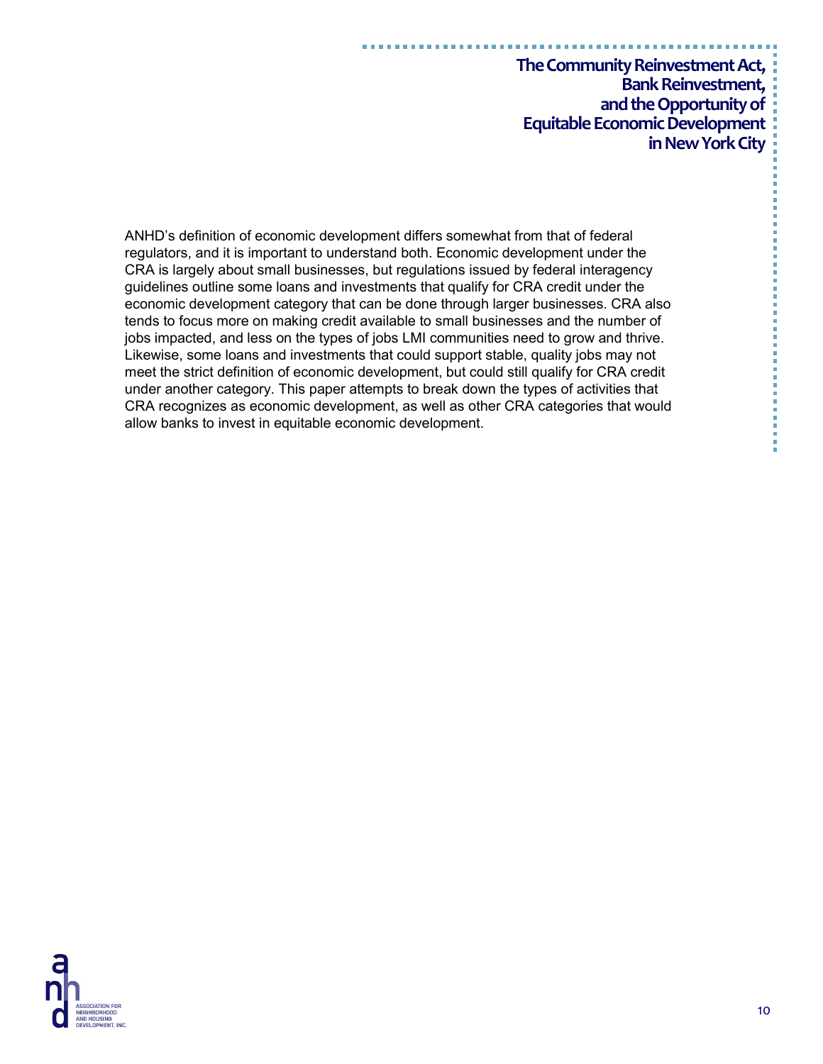ANHD's definition of economic development differs somewhat from that of federal regulators, and it is important to understand both. Economic development under the CRA is largely about small businesses, but regulations issued by federal interagency guidelines outline some loans and investments that qualify for CRA credit under the economic development category that can be done through larger businesses. CRA also tends to focus more on making credit available to small businesses and the number of jobs impacted, and less on the types of jobs LMI communities need to grow and thrive. Likewise, some loans and investments that could support stable, quality jobs may not meet the strict definition of economic development, but could still qualify for CRA credit under another category. This paper attempts to break down the types of activities that CRA recognizes as economic development, as well as other CRA categories that would allow banks to invest in equitable economic development.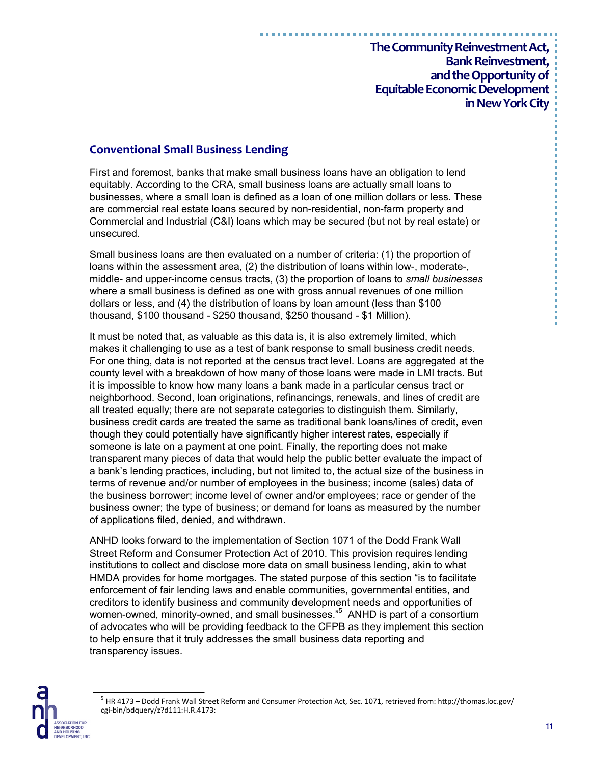## Conventional Small Business Lending

First and foremost, banks that make small business loans have an obligation to lend equitably. According to the CRA, small business loans are actually small loans to businesses, where a small loan is defined as a loan of one million dollars or less. These are commercial real estate loans secured by non-residential, non-farm property and Commercial and Industrial (C&I) loans which may be secured (but not by real estate) or unsecured.

Small business loans are then evaluated on a number of criteria: (1) the proportion of loans within the assessment area, (2) the distribution of loans within low-, moderate-, middle- and upper-income census tracts, (3) the proportion of loans to *small businesses* where a small business is defined as one with gross annual revenues of one million dollars or less, and (4) the distribution of loans by loan amount (less than $100 thousand, $100 thousand - $250 thousand, $250 thousand - $1 Million).

It must be noted that, as valuable as this data is, it is also extremely limited, which makes it challenging to use as a test of bank response to small business credit needs. For one thing, data is not reported at the census tract level. Loans are aggregated at the county level with a breakdown of how many of those loans were made in LMI tracts. But it is impossible to know how many loans a bank made in a particular census tract or neighborhood. Second, loan originations, refinancings, renewals, and lines of credit are all treated equally; there are not separate categories to distinguish them. Similarly, business credit cards are treated the same as traditional bank loans/lines of credit, even though they could potentially have significantly higher interest rates, especially if someone is late on a payment at one point. Finally, the reporting does not make transparent many pieces of data that would help the public better evaluate the impact of a bank's lending practices, including, but not limited to, the actual size of the business in terms of revenue and/or number of employees in the business; income (sales) data of the business borrower; income level of owner and/or employees; race or gender of the business owner; the type of business; or demand for loans as measured by the number of applications filed, denied, and withdrawn.

ANHD looks forward to the implementation of Section 1071 of the Dodd Frank Wall Street Reform and Consumer Protection Act of 2010. This provision requires lending institutions to collect and disclose more data on small business lending, akin to what HMDA provides for home mortgages. The stated purpose of this section "is to facilitate enforcement of fair lending laws and enable communities, governmental entities, and creditors to identify business and community development needs and opportunities of women-owned, minority-owned, and small businesses."[5] ANHD is part of a consortium of advocates who will be providing feedback to the CFPB as they implement this section to help ensure that it truly addresses the small business data reporting and transparency issues.

[5] HR 4173 – Dodd Frank Wall Street Reform and Consumer Protection Act, Sec. 1071, retrieved from: http://thomas.loc.gov/cgi-bin/bdquery/z?d111:H.R.4173: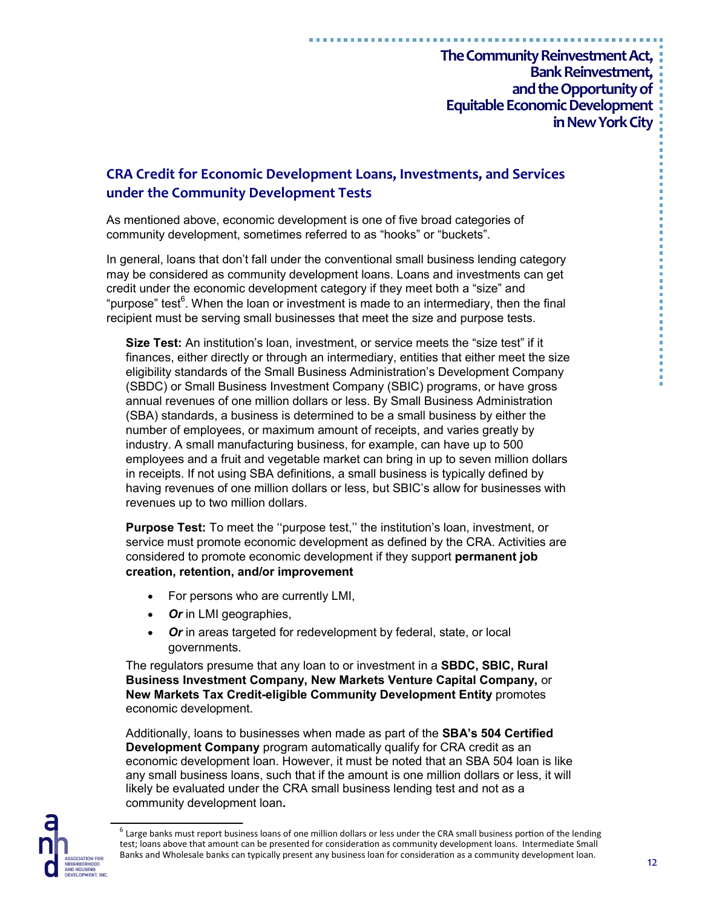## CRA Credit for Economic Development Loans, Investments, and Services under the Community Development Tests

As mentioned above, economic development is one of five broad categories of community development, sometimes referred to as "hooks" or "buckets".

In general, loans that don't fall under the conventional small business lending category may be considered as community development loans. Loans and investments can get credit under the economic development category if they meet both a "size" and "purpose" test[6]. When the loan or investment is made to an intermediary, then the final recipient must be serving small businesses that meet the size and purpose tests.

**Size Test:** An institution's loan, investment, or service meets the "size test" if it finances, either directly or through an intermediary, entities that either meet the size eligibility standards of the Small Business Administration's Development Company (SBDC) or Small Business Investment Company (SBIC) programs, or have gross annual revenues of one million dollars or less. By Small Business Administration (SBA) standards, a business is determined to be a small business by either the number of employees, or maximum amount of receipts, and varies greatly by industry. A small manufacturing business, for example, can have up to 500 employees and a fruit and vegetable market can bring in up to seven million dollars in receipts. If not using SBA definitions, a small business is typically defined by having revenues of one million dollars or less, but SBIC's allow for businesses with revenues up to two million dollars.

**Purpose Test:** To meet the ''purpose test,'' the institution's loan, investment, or service must promote economic development as defined by the CRA. Activities are considered to promote economic development if they support **permanent job creation, retention, and/or improvement**

- For persons who are currently LMI,
- ***Or*** in LMI geographies,
- ***Or*** in areas targeted for redevelopment by federal, state, or local governments.

The regulators presume that any loan to or investment in a **SBDC, SBIC, Rural Business Investment Company, New Markets Venture Capital Company,** or **New Markets Tax Credit-eligible Community Development Entity** promotes economic development.

Additionally, loans to businesses when made as part of the **SBA's 504 Certified Development Company** program automatically qualify for CRA credit as an economic development loan. However, it must be noted that an SBA 504 loan is like any small business loans, such that if the amount is one million dollars or less, it will likely be evaluated under the CRA small business lending test and not as a community development loan**.**

[6] Large banks must report business loans of one million dollars or less under the CRA small business portion of the lending test; loans above that amount can be presented for consideration as community development loans. Intermediate Small Banks and Wholesale banks can typically present any business loan for consideration as a community development loan.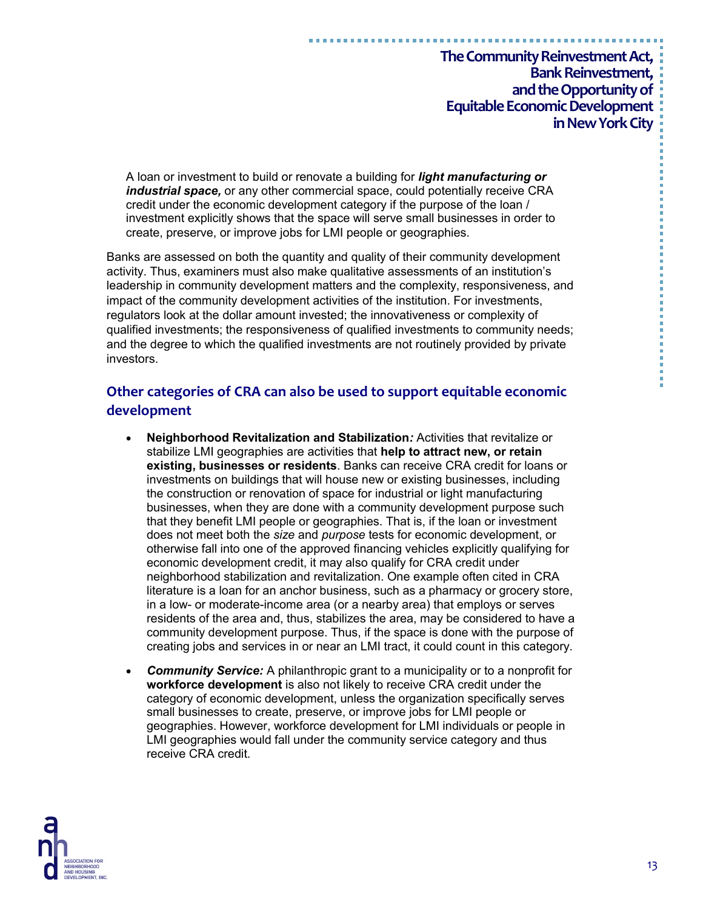A loan or investment to build or renovate a building for ***light manufacturing or industrial space,*** or any other commercial space, could potentially receive CRA credit under the economic development category if the purpose of the loan / investment explicitly shows that the space will serve small businesses in order to create, preserve, or improve jobs for LMI people or geographies.

Banks are assessed on both the quantity and quality of their community development activity. Thus, examiners must also make qualitative assessments of an institution's leadership in community development matters and the complexity, responsiveness, and impact of the community development activities of the institution. For investments, regulators look at the dollar amount invested; the innovativeness or complexity of qualified investments; the responsiveness of qualified investments to community needs; and the degree to which the qualified investments are not routinely provided by private investors.

## Other categories of CRA can also be used to support equitable economic development

- **Neighborhood Revitalization and Stabilization*:*** Activities that revitalize or stabilize LMI geographies are activities that **help to attract new, or retain existing, businesses or residents**. Banks can receive CRA credit for loans or investments on buildings that will house new or existing businesses, including the construction or renovation of space for industrial or light manufacturing businesses, when they are done with a community development purpose such that they benefit LMI people or geographies. That is, if the loan or investment does not meet both the *size* and *purpose* tests for economic development, or otherwise fall into one of the approved financing vehicles explicitly qualifying for economic development credit, it may also qualify for CRA credit under neighborhood stabilization and revitalization. One example often cited in CRA literature is a loan for an anchor business, such as a pharmacy or grocery store, in a low- or moderate-income area (or a nearby area) that employs or serves residents of the area and, thus, stabilizes the area, may be considered to have a community development purpose. Thus, if the space is done with the purpose of creating jobs and services in or near an LMI tract, it could count in this category.

- ***Community Service:*** A philanthropic grant to a municipality or to a nonprofit for **workforce development** is also not likely to receive CRA credit under the category of economic development, unless the organization specifically serves small businesses to create, preserve, or improve jobs for LMI people or geographies. However, workforce development for LMI individuals or people in LMI geographies would fall under the community service category and thus receive CRA credit.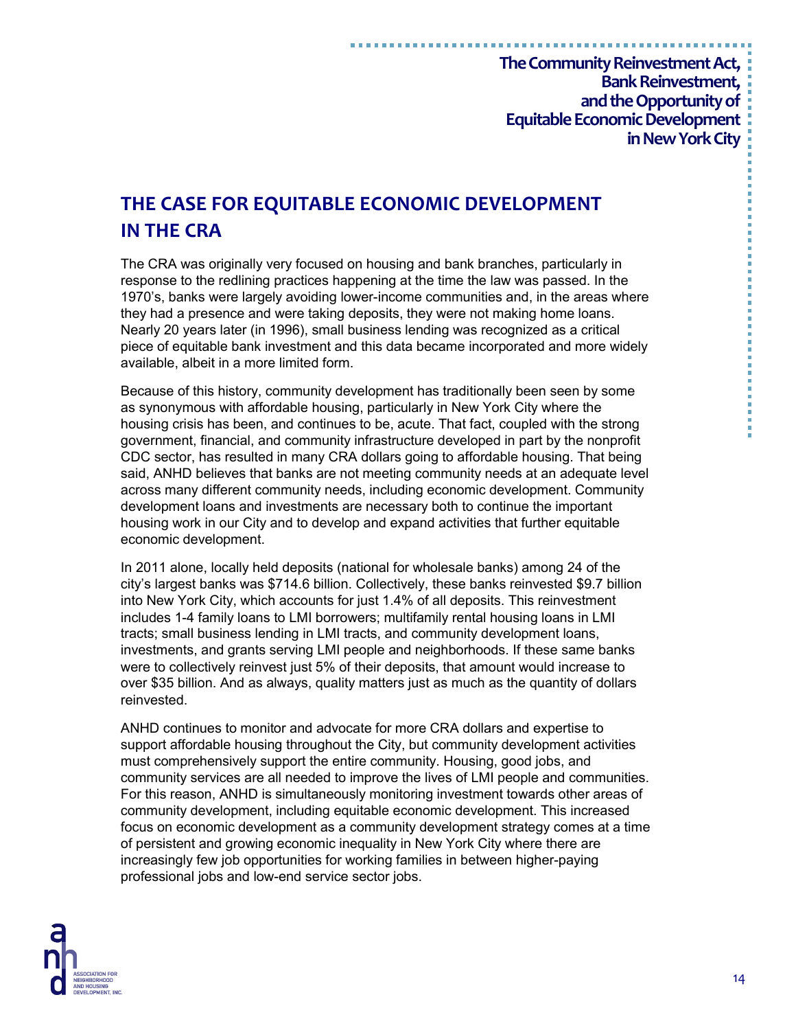## THE CASE FOR EQUITABLE ECONOMIC DEVELOPMENT IN THE CRA

The CRA was originally very focused on housing and bank branches, particularly in response to the redlining practices happening at the time the law was passed. In the 1970's, banks were largely avoiding lower-income communities and, in the areas where they had a presence and were taking deposits, they were not making home loans. Nearly 20 years later (in 1996), small business lending was recognized as a critical piece of equitable bank investment and this data became incorporated and more widely available, albeit in a more limited form.

Because of this history, community development has traditionally been seen by some as synonymous with affordable housing, particularly in New York City where the housing crisis has been, and continues to be, acute. That fact, coupled with the strong government, financial, and community infrastructure developed in part by the nonprofit CDC sector, has resulted in many CRA dollars going to affordable housing. That being said, ANHD believes that banks are not meeting community needs at an adequate level across many different community needs, including economic development. Community development loans and investments are necessary both to continue the important housing work in our City and to develop and expand activities that further equitable economic development.

In 2011 alone, locally held deposits (national for wholesale banks) among 24 of the city's largest banks was $714.6 billion. Collectively, these banks reinvested $9.7 billion into New York City, which accounts for just 1.4% of all deposits. This reinvestment includes 1-4 family loans to LMI borrowers; multifamily rental housing loans in LMI tracts; small business lending in LMI tracts, and community development loans, investments, and grants serving LMI people and neighborhoods. If these same banks were to collectively reinvest just 5% of their deposits, that amount would increase to over $35 billion. And as always, quality matters just as much as the quantity of dollars reinvested.

ANHD continues to monitor and advocate for more CRA dollars and expertise to support affordable housing throughout the City, but community development activities must comprehensively support the entire community. Housing, good jobs, and community services are all needed to improve the lives of LMI people and communities. For this reason, ANHD is simultaneously monitoring investment towards other areas of community development, including equitable economic development. This increased focus on economic development as a community development strategy comes at a time of persistent and growing economic inequality in New York City where there are increasingly few job opportunities for working families in between higher-paying professional jobs and low-end service sector jobs.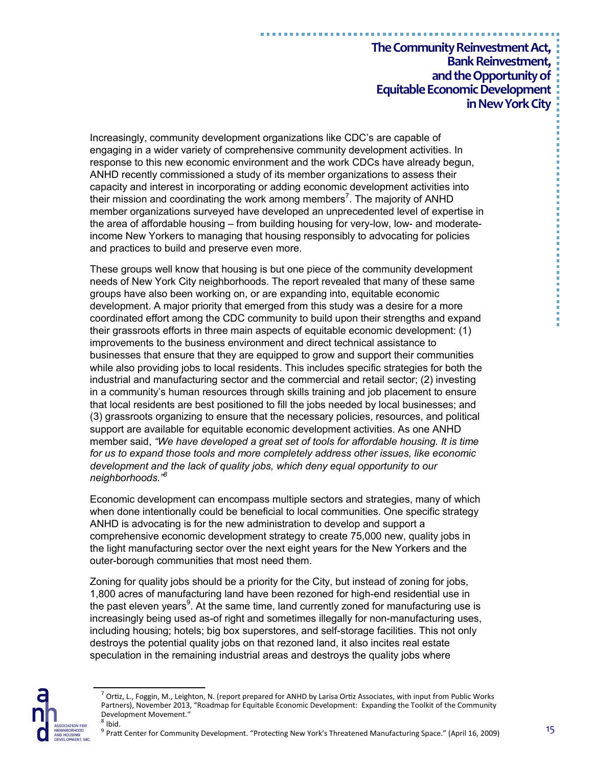Increasingly, community development organizations like CDC's are capable of engaging in a wider variety of comprehensive community development activities. In response to this new economic environment and the work CDCs have already begun, ANHD recently commissioned a study of its member organizations to assess their capacity and interest in incorporating or adding economic development activities into their mission and coordinating the work among members[7]. The majority of ANHD member organizations surveyed have developed an unprecedented level of expertise in the area of affordable housing – from building housing for very-low, low- and moderate-income New Yorkers to managing that housing responsibly to advocating for policies and practices to build and preserve even more.

These groups well know that housing is but one piece of the community development needs of New York City neighborhoods. The report revealed that many of these same groups have also been working on, or are expanding into, equitable economic development. A major priority that emerged from this study was a desire for a more coordinated effort among the CDC community to build upon their strengths and expand their grassroots efforts in three main aspects of equitable economic development: (1) improvements to the business environment and direct technical assistance to businesses that ensure that they are equipped to grow and support their communities while also providing jobs to local residents. This includes specific strategies for both the industrial and manufacturing sector and the commercial and retail sector; (2) investing in a community's human resources through skills training and job placement to ensure that local residents are best positioned to fill the jobs needed by local businesses; and (3) grassroots organizing to ensure that the necessary policies, resources, and political support are available for equitable economic development activities. As one ANHD member said, *"We have developed a great set of tools for affordable housing. It is time for us to expand those tools and more completely address other issues, like economic development and the lack of quality jobs, which deny equal opportunity to our neighborhoods."*[8]

Economic development can encompass multiple sectors and strategies, many of which when done intentionally could be beneficial to local communities. One specific strategy ANHD is advocating is for the new administration to develop and support a comprehensive economic development strategy to create 75,000 new, quality jobs in the light manufacturing sector over the next eight years for the New Yorkers and the outer-borough communities that most need them.

Zoning for quality jobs should be a priority for the City, but instead of zoning for jobs, 1,800 acres of manufacturing land have been rezoned for high-end residential use in the past eleven years[9]. At the same time, land currently zoned for manufacturing use is increasingly being used as-of right and sometimes illegally for non-manufacturing uses, including housing; hotels; big box superstores, and self-storage facilities. This not only destroys the potential quality jobs on that rezoned land, it also incites real estate speculation in the remaining industrial areas and destroys the quality jobs where

---

[7] Ortiz, L., Foggin, M., Leighton, N. (report prepared for ANHD by Larisa Ortiz Associates, with input from Public Works Partners), November 2013, "Roadmap for Equitable Economic Development: Expanding the Toolkit of the Community Development Movement."

[8] Ibid.

[9] Pratt Center for Community Development. "Protecting New York's Threatened Manufacturing Space." (April 16, 2009)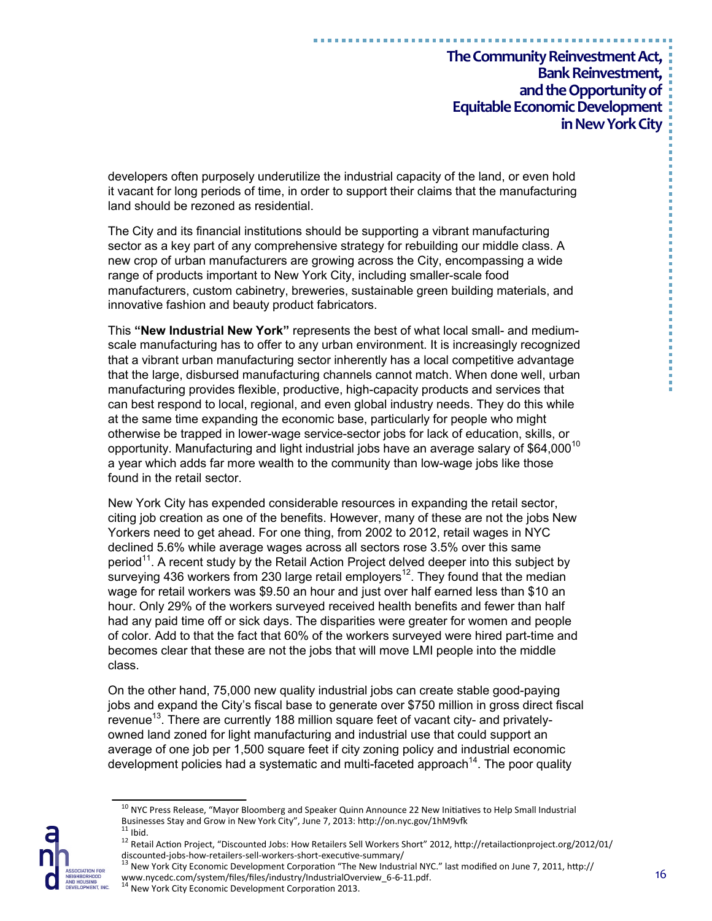developers often purposely underutilize the industrial capacity of the land, or even hold it vacant for long periods of time, in order to support their claims that the manufacturing land should be rezoned as residential.

The City and its financial institutions should be supporting a vibrant manufacturing sector as a key part of any comprehensive strategy for rebuilding our middle class. A new crop of urban manufacturers are growing across the City, encompassing a wide range of products important to New York City, including smaller-scale food manufacturers, custom cabinetry, breweries, sustainable green building materials, and innovative fashion and beauty product fabricators.

This **"New Industrial New York"** represents the best of what local small- and medium-scale manufacturing has to offer to any urban environment. It is increasingly recognized that a vibrant urban manufacturing sector inherently has a local competitive advantage that the large, disbursed manufacturing channels cannot match. When done well, urban manufacturing provides flexible, productive, high-capacity products and services that can best respond to local, regional, and even global industry needs. They do this while at the same time expanding the economic base, particularly for people who might otherwise be trapped in lower-wage service-sector jobs for lack of education, skills, or opportunity. Manufacturing and light industrial jobs have an average salary of $64,000[10] a year which adds far more wealth to the community than low-wage jobs like those found in the retail sector.

New York City has expended considerable resources in expanding the retail sector, citing job creation as one of the benefits. However, many of these are not the jobs New Yorkers need to get ahead. For one thing, from 2002 to 2012, retail wages in NYC declined 5.6% while average wages across all sectors rose 3.5% over this same period[11]. A recent study by the Retail Action Project delved deeper into this subject by surveying 436 workers from 230 large retail employers[12]. They found that the median wage for retail workers was $9.50 an hour and just over half earned less than $10 an hour. Only 29% of the workers surveyed received health benefits and fewer than half had any paid time off or sick days. The disparities were greater for women and people of color. Add to that the fact that 60% of the workers surveyed were hired part-time and becomes clear that these are not the jobs that will move LMI people into the middle class.

On the other hand, 75,000 new quality industrial jobs can create stable good-paying jobs and expand the City's fiscal base to generate over $750 million in gross direct fiscal revenue[13]. There are currently 188 million square feet of vacant city- and privately-owned land zoned for light manufacturing and industrial use that could support an average of one job per 1,500 square feet if city zoning policy and industrial economic development policies had a systematic and multi-faceted approach[14]. The poor quality

[10] NYC Press Release, "Mayor Bloomberg and Speaker Quinn Announce 22 New Initiatives to Help Small Industrial Businesses Stay and Grow in New York City", June 7, 2013: http://on.nyc.gov/1hM9vfk

[11] Ibid.

[12] Retail Action Project, "Discounted Jobs: How Retailers Sell Workers Short" 2012, http://retailactionproject.org/2012/01/discounted-jobs-how-retailers-sell-workers-short-executive-summary/

[13] New York City Economic Development Corporation "The New Industrial NYC." last modified on June 7, 2011, http://www.nycedc.com/system/files/files/industry/IndustrialOverview_6-6-11.pdf.

[14] New York City Economic Development Corporation 2013.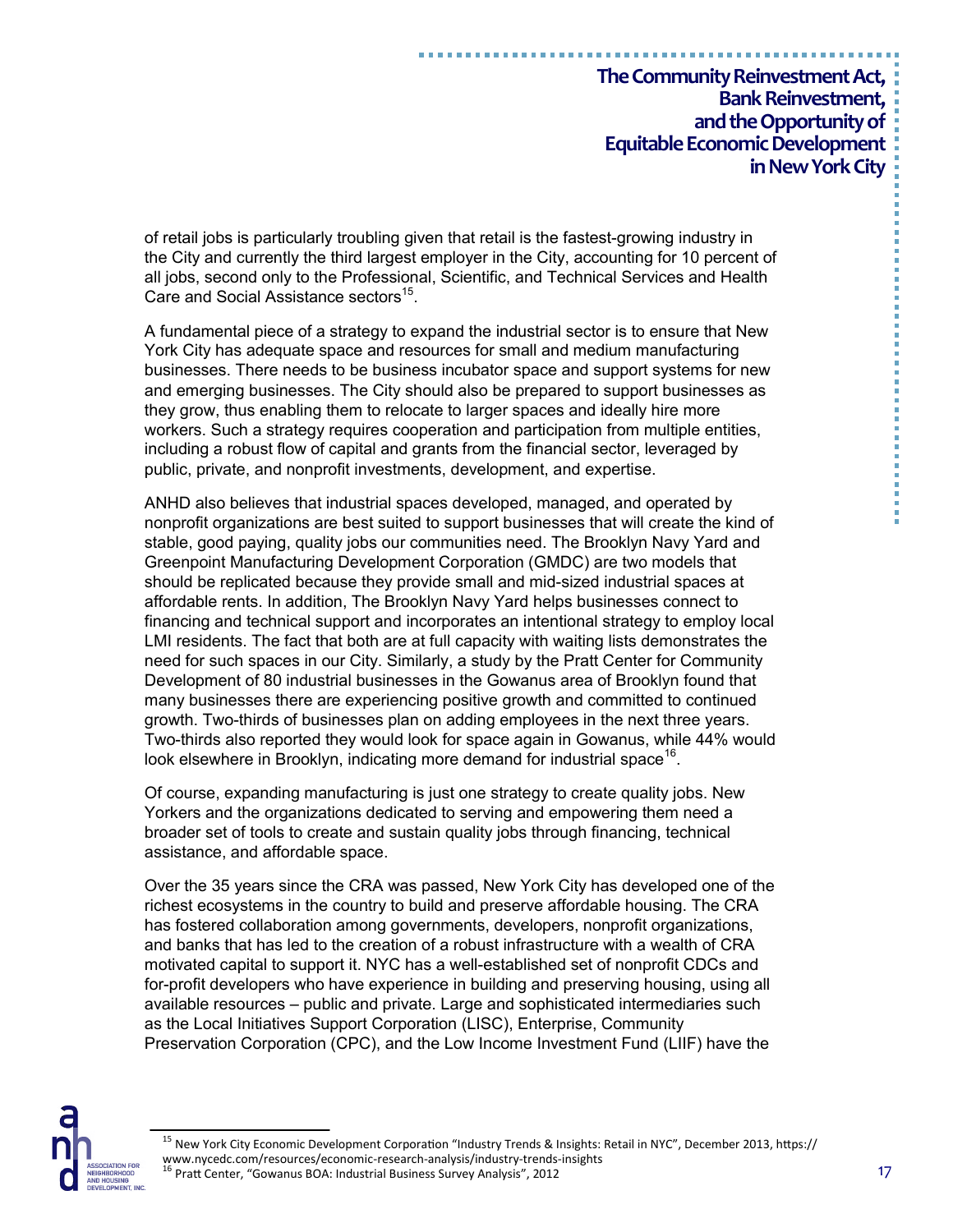of retail jobs is particularly troubling given that retail is the fastest-growing industry in the City and currently the third largest employer in the City, accounting for 10 percent of all jobs, second only to the Professional, Scientific, and Technical Services and Health Care and Social Assistance sectors[15].

A fundamental piece of a strategy to expand the industrial sector is to ensure that New York City has adequate space and resources for small and medium manufacturing businesses. There needs to be business incubator space and support systems for new and emerging businesses. The City should also be prepared to support businesses as they grow, thus enabling them to relocate to larger spaces and ideally hire more workers. Such a strategy requires cooperation and participation from multiple entities, including a robust flow of capital and grants from the financial sector, leveraged by public, private, and nonprofit investments, development, and expertise.

ANHD also believes that industrial spaces developed, managed, and operated by nonprofit organizations are best suited to support businesses that will create the kind of stable, good paying, quality jobs our communities need. The Brooklyn Navy Yard and Greenpoint Manufacturing Development Corporation (GMDC) are two models that should be replicated because they provide small and mid-sized industrial spaces at affordable rents. In addition, The Brooklyn Navy Yard helps businesses connect to financing and technical support and incorporates an intentional strategy to employ local LMI residents. The fact that both are at full capacity with waiting lists demonstrates the need for such spaces in our City. Similarly, a study by the Pratt Center for Community Development of 80 industrial businesses in the Gowanus area of Brooklyn found that many businesses there are experiencing positive growth and committed to continued growth. Two-thirds of businesses plan on adding employees in the next three years. Two-thirds also reported they would look for space again in Gowanus, while 44% would look elsewhere in Brooklyn, indicating more demand for industrial space[16].

Of course, expanding manufacturing is just one strategy to create quality jobs. New Yorkers and the organizations dedicated to serving and empowering them need a broader set of tools to create and sustain quality jobs through financing, technical assistance, and affordable space.

Over the 35 years since the CRA was passed, New York City has developed one of the richest ecosystems in the country to build and preserve affordable housing. The CRA has fostered collaboration among governments, developers, nonprofit organizations, and banks that has led to the creation of a robust infrastructure with a wealth of CRA motivated capital to support it. NYC has a well-established set of nonprofit CDCs and for-profit developers who have experience in building and preserving housing, using all available resources – public and private. Large and sophisticated intermediaries such as the Local Initiatives Support Corporation (LISC), Enterprise, Community Preservation Corporation (CPC), and the Low Income Investment Fund (LIIF) have the

---

[15] New York City Economic Development Corporation "Industry Trends & Insights: Retail in NYC", December 2013, https://www.nycedc.com/resources/economic-research-analysis/industry-trends-insights

[16] Pratt Center, "Gowanus BOA: Industrial Business Survey Analysis", 2012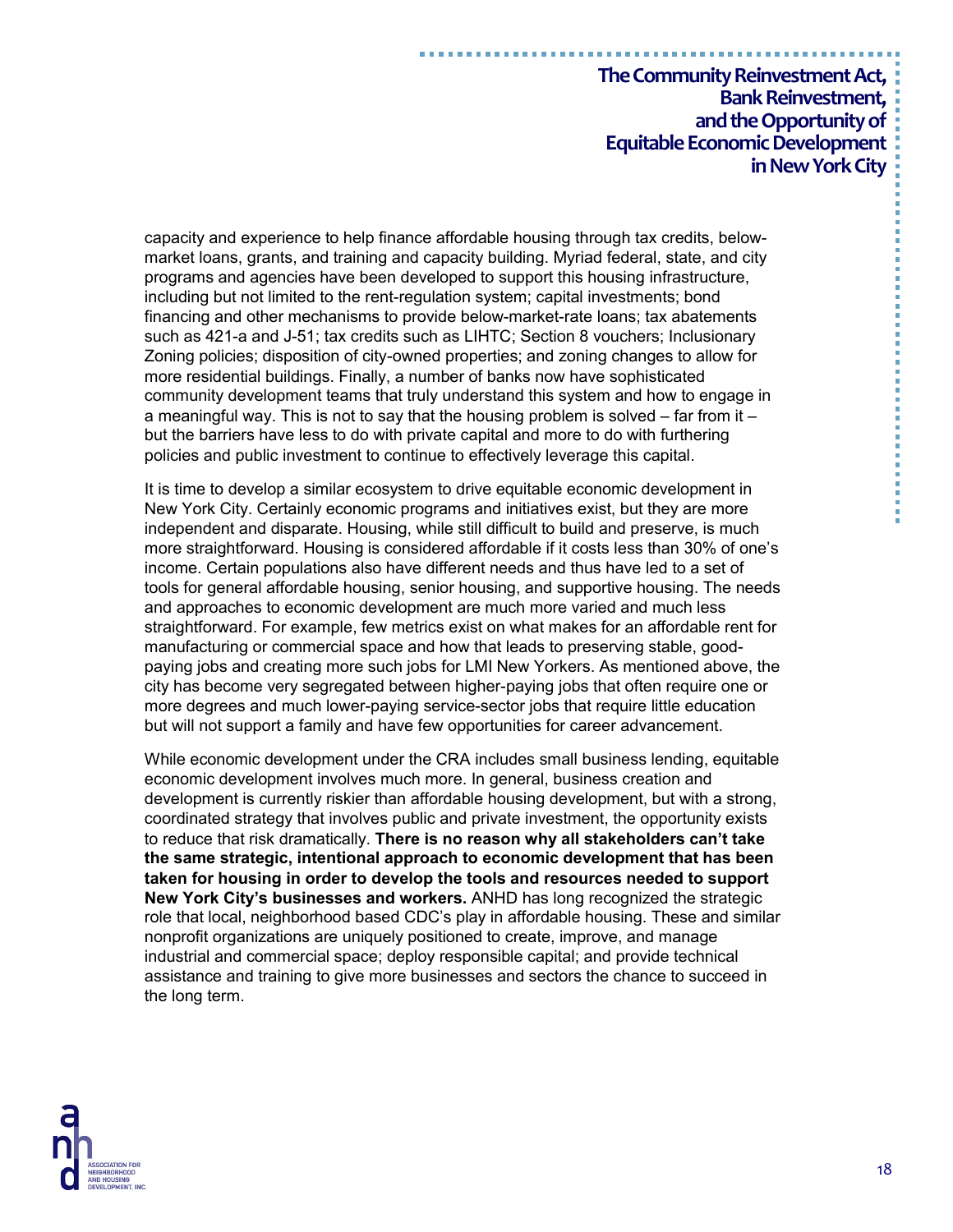capacity and experience to help finance affordable housing through tax credits, below-market loans, grants, and training and capacity building. Myriad federal, state, and city programs and agencies have been developed to support this housing infrastructure, including but not limited to the rent-regulation system; capital investments; bond financing and other mechanisms to provide below-market-rate loans; tax abatements such as 421-a and J-51; tax credits such as LIHTC; Section 8 vouchers; Inclusionary Zoning policies; disposition of city-owned properties; and zoning changes to allow for more residential buildings. Finally, a number of banks now have sophisticated community development teams that truly understand this system and how to engage in a meaningful way. This is not to say that the housing problem is solved – far from it – but the barriers have less to do with private capital and more to do with furthering policies and public investment to continue to effectively leverage this capital.

It is time to develop a similar ecosystem to drive equitable economic development in New York City. Certainly economic programs and initiatives exist, but they are more independent and disparate. Housing, while still difficult to build and preserve, is much more straightforward. Housing is considered affordable if it costs less than 30% of one's income. Certain populations also have different needs and thus have led to a set of tools for general affordable housing, senior housing, and supportive housing. The needs and approaches to economic development are much more varied and much less straightforward. For example, few metrics exist on what makes for an affordable rent for manufacturing or commercial space and how that leads to preserving stable, good-paying jobs and creating more such jobs for LMI New Yorkers. As mentioned above, the city has become very segregated between higher-paying jobs that often require one or more degrees and much lower-paying service-sector jobs that require little education but will not support a family and have few opportunities for career advancement.

While economic development under the CRA includes small business lending, equitable economic development involves much more. In general, business creation and development is currently riskier than affordable housing development, but with a strong, coordinated strategy that involves public and private investment, the opportunity exists to reduce that risk dramatically. **There is no reason why all stakeholders can't take the same strategic, intentional approach to economic development that has been taken for housing in order to develop the tools and resources needed to support New York City's businesses and workers.** ANHD has long recognized the strategic role that local, neighborhood based CDC's play in affordable housing. These and similar nonprofit organizations are uniquely positioned to create, improve, and manage industrial and commercial space; deploy responsible capital; and provide technical assistance and training to give more businesses and sectors the chance to succeed in the long term.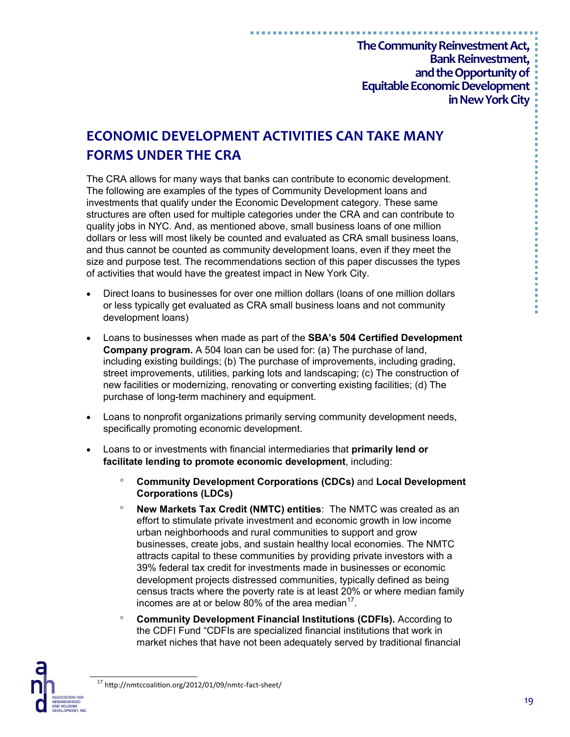## ECONOMIC DEVELOPMENT ACTIVITIES CAN TAKE MANY FORMS UNDER THE CRA

The CRA allows for many ways that banks can contribute to economic development. The following are examples of the types of Community Development loans and investments that qualify under the Economic Development category. These same structures are often used for multiple categories under the CRA and can contribute to quality jobs in NYC. And, as mentioned above, small business loans of one million dollars or less will most likely be counted and evaluated as CRA small business loans, and thus cannot be counted as community development loans, even if they meet the size and purpose test. The recommendations section of this paper discusses the types of activities that would have the greatest impact in New York City.

- Direct loans to businesses for over one million dollars (loans of one million dollars or less typically get evaluated as CRA small business loans and not community development loans)
- Loans to businesses when made as part of the **SBA's 504 Certified Development Company program.** A 504 loan can be used for: (a) The purchase of land, including existing buildings; (b) The purchase of improvements, including grading, street improvements, utilities, parking lots and landscaping; (c) The construction of new facilities or modernizing, renovating or converting existing facilities; (d) The purchase of long-term machinery and equipment.
- Loans to nonprofit organizations primarily serving community development needs, specifically promoting economic development.
- Loans to or investments with financial intermediaries that **primarily lend or facilitate lending to promote economic development**, including:
  - **Community Development Corporations (CDCs)** and **Local Development Corporations (LDCs)**
  - **New Markets Tax Credit (NMTC) entities**: The NMTC was created as an effort to stimulate private investment and economic growth in low income urban neighborhoods and rural communities to support and grow businesses, create jobs, and sustain healthy local economies. The NMTC attracts capital to these communities by providing private investors with a 39% federal tax credit for investments made in businesses or economic development projects distressed communities, typically defined as being census tracts where the poverty rate is at least 20% or where median family incomes are at or below 80% of the area median[17].
  - **Community Development Financial Institutions (CDFIs).** According to the CDFI Fund "CDFIs are specialized financial institutions that work in market niches that have not been adequately served by traditional financial

[17] http://nmtccoalition.org/2012/01/09/nmtc-fact-sheet/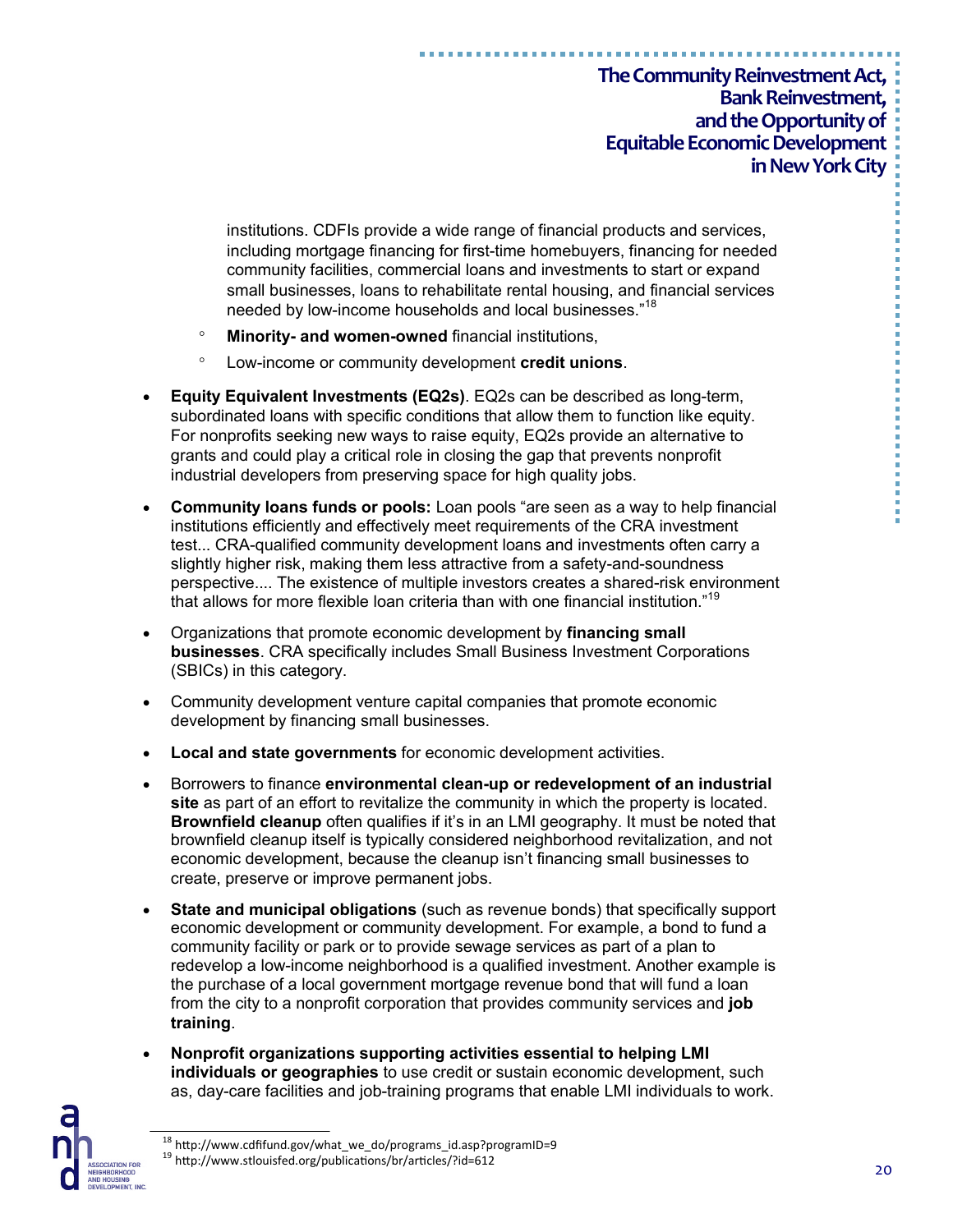institutions. CDFIs provide a wide range of financial products and services, including mortgage financing for first-time homebuyers, financing for needed community facilities, commercial loans and investments to start or expand small businesses, loans to rehabilitate rental housing, and financial services needed by low-income households and local businesses."[18]

  - **Minority- and women-owned** financial institutions,
  - Low-income or community development **credit unions**.

- **Equity Equivalent Investments (EQ2s)**. EQ2s can be described as long-term, subordinated loans with specific conditions that allow them to function like equity. For nonprofits seeking new ways to raise equity, EQ2s provide an alternative to grants and could play a critical role in closing the gap that prevents nonprofit industrial developers from preserving space for high quality jobs.

- **Community loans funds or pools:** Loan pools "are seen as a way to help financial institutions efficiently and effectively meet requirements of the CRA investment test... CRA-qualified community development loans and investments often carry a slightly higher risk, making them less attractive from a safety-and-soundness perspective.... The existence of multiple investors creates a shared-risk environment that allows for more flexible loan criteria than with one financial institution."[19]

- Organizations that promote economic development by **financing small businesses**. CRA specifically includes Small Business Investment Corporations (SBICs) in this category.

- Community development venture capital companies that promote economic development by financing small businesses.

- **Local and state governments** for economic development activities.

- Borrowers to finance **environmental clean-up or redevelopment of an industrial site** as part of an effort to revitalize the community in which the property is located. **Brownfield cleanup** often qualifies if it's in an LMI geography. It must be noted that brownfield cleanup itself is typically considered neighborhood revitalization, and not economic development, because the cleanup isn't financing small businesses to create, preserve or improve permanent jobs.

- **State and municipal obligations** (such as revenue bonds) that specifically support economic development or community development. For example, a bond to fund a community facility or park or to provide sewage services as part of a plan to redevelop a low-income neighborhood is a qualified investment. Another example is the purchase of a local government mortgage revenue bond that will fund a loan from the city to a nonprofit corporation that provides community services and **job training**.

- **Nonprofit organizations supporting activities essential to helping LMI individuals or geographies** to use credit or sustain economic development, such as, day-care facilities and job-training programs that enable LMI individuals to work.

---

[18] http://www.cdfifund.gov/what_we_do/programs_id.asp?programID=9

[19] http://www.stlouisfed.org/publications/br/articles/?id=612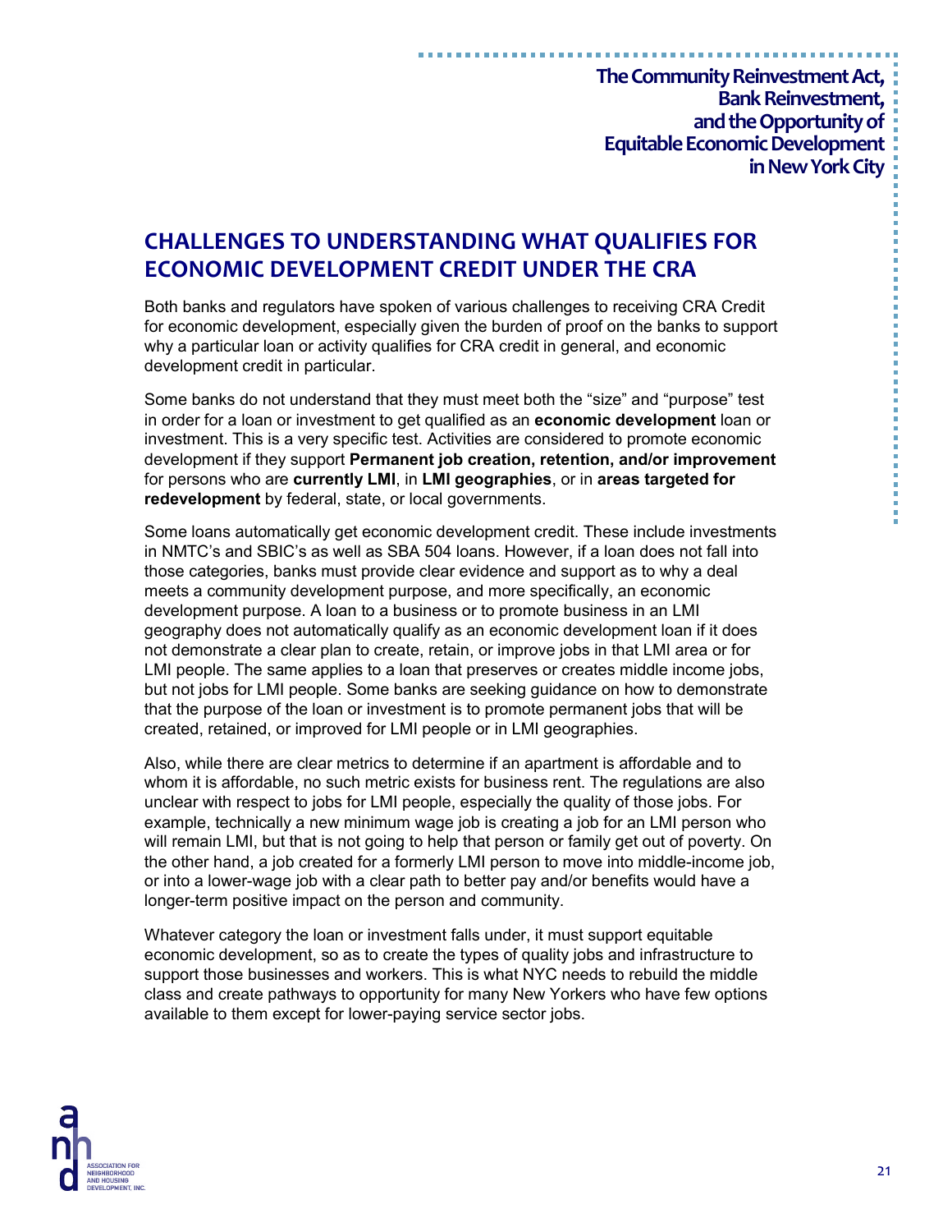## CHALLENGES TO UNDERSTANDING WHAT QUALIFIES FOR ECONOMIC DEVELOPMENT CREDIT UNDER THE CRA

Both banks and regulators have spoken of various challenges to receiving CRA Credit for economic development, especially given the burden of proof on the banks to support why a particular loan or activity qualifies for CRA credit in general, and economic development credit in particular.

Some banks do not understand that they must meet both the "size" and "purpose" test in order for a loan or investment to get qualified as an **economic development** loan or investment. This is a very specific test. Activities are considered to promote economic development if they support **Permanent job creation, retention, and/or improvement** for persons who are **currently LMI**, in **LMI geographies**, or in **areas targeted for redevelopment** by federal, state, or local governments.

Some loans automatically get economic development credit. These include investments in NMTC's and SBIC's as well as SBA 504 loans. However, if a loan does not fall into those categories, banks must provide clear evidence and support as to why a deal meets a community development purpose, and more specifically, an economic development purpose. A loan to a business or to promote business in an LMI geography does not automatically qualify as an economic development loan if it does not demonstrate a clear plan to create, retain, or improve jobs in that LMI area or for LMI people. The same applies to a loan that preserves or creates middle income jobs, but not jobs for LMI people. Some banks are seeking guidance on how to demonstrate that the purpose of the loan or investment is to promote permanent jobs that will be created, retained, or improved for LMI people or in LMI geographies.

Also, while there are clear metrics to determine if an apartment is affordable and to whom it is affordable, no such metric exists for business rent. The regulations are also unclear with respect to jobs for LMI people, especially the quality of those jobs. For example, technically a new minimum wage job is creating a job for an LMI person who will remain LMI, but that is not going to help that person or family get out of poverty. On the other hand, a job created for a formerly LMI person to move into middle-income job, or into a lower-wage job with a clear path to better pay and/or benefits would have a longer-term positive impact on the person and community.

Whatever category the loan or investment falls under, it must support equitable economic development, so as to create the types of quality jobs and infrastructure to support those businesses and workers. This is what NYC needs to rebuild the middle class and create pathways to opportunity for many New Yorkers who have few options available to them except for lower-paying service sector jobs.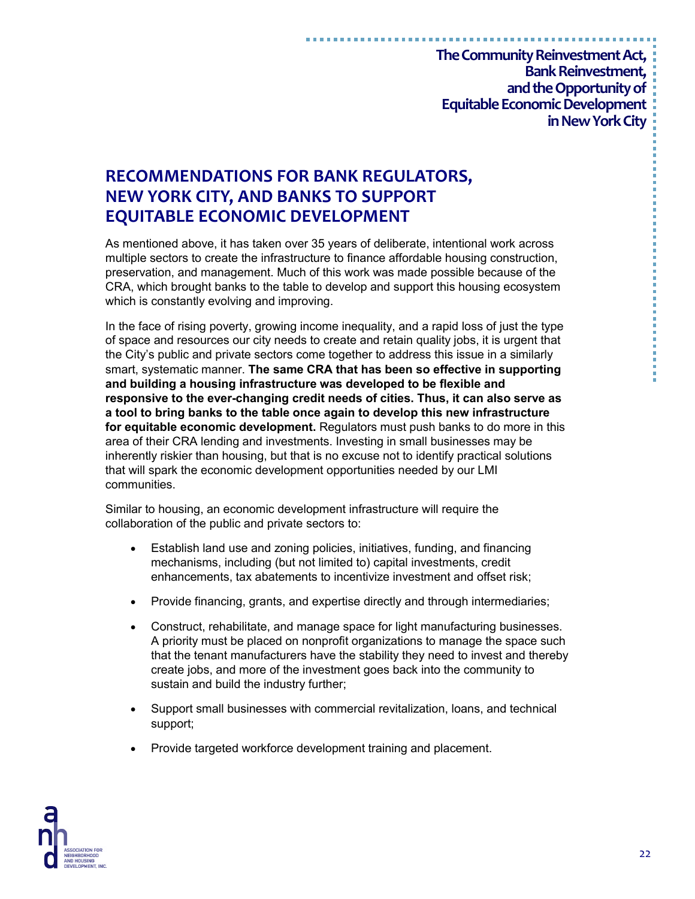## RECOMMENDATIONS FOR BANK REGULATORS, NEW YORK CITY, AND BANKS TO SUPPORT EQUITABLE ECONOMIC DEVELOPMENT

As mentioned above, it has taken over 35 years of deliberate, intentional work across multiple sectors to create the infrastructure to finance affordable housing construction, preservation, and management. Much of this work was made possible because of the CRA, which brought banks to the table to develop and support this housing ecosystem which is constantly evolving and improving.

In the face of rising poverty, growing income inequality, and a rapid loss of just the type of space and resources our city needs to create and retain quality jobs, it is urgent that the City's public and private sectors come together to address this issue in a similarly smart, systematic manner. **The same CRA that has been so effective in supporting and building a housing infrastructure was developed to be flexible and responsive to the ever-changing credit needs of cities. Thus, it can also serve as a tool to bring banks to the table once again to develop this new infrastructure for equitable economic development.** Regulators must push banks to do more in this area of their CRA lending and investments. Investing in small businesses may be inherently riskier than housing, but that is no excuse not to identify practical solutions that will spark the economic development opportunities needed by our LMI communities.

Similar to housing, an economic development infrastructure will require the collaboration of the public and private sectors to:

- Establish land use and zoning policies, initiatives, funding, and financing mechanisms, including (but not limited to) capital investments, credit enhancements, tax abatements to incentivize investment and offset risk;
- Provide financing, grants, and expertise directly and through intermediaries;
- Construct, rehabilitate, and manage space for light manufacturing businesses. A priority must be placed on nonprofit organizations to manage the space such that the tenant manufacturers have the stability they need to invest and thereby create jobs, and more of the investment goes back into the community to sustain and build the industry further;
- Support small businesses with commercial revitalization, loans, and technical support;
- Provide targeted workforce development training and placement.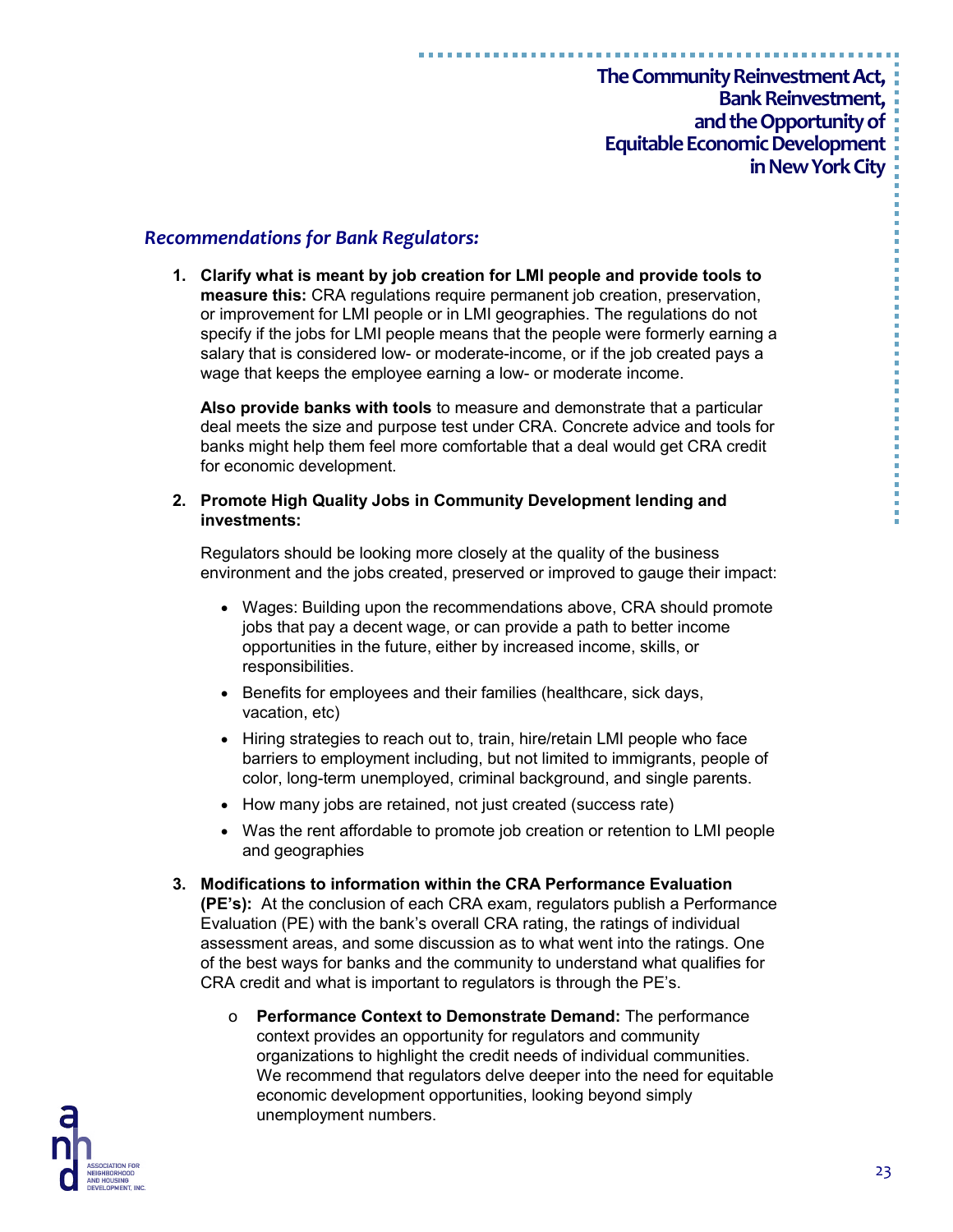### *Recommendations for Bank Regulators:*

1. **Clarify what is meant by job creation for LMI people and provide tools to measure this:** CRA regulations require permanent job creation, preservation, or improvement for LMI people or in LMI geographies. The regulations do not specify if the jobs for LMI people means that the people were formerly earning a salary that is considered low- or moderate-income, or if the job created pays a wage that keeps the employee earning a low- or moderate income.

   **Also provide banks with tools** to measure and demonstrate that a particular deal meets the size and purpose test under CRA. Concrete advice and tools for banks might help them feel more comfortable that a deal would get CRA credit for economic development.

2. **Promote High Quality Jobs in Community Development lending and investments:**

   Regulators should be looking more closely at the quality of the business environment and the jobs created, preserved or improved to gauge their impact:

   - Wages: Building upon the recommendations above, CRA should promote jobs that pay a decent wage, or can provide a path to better income opportunities in the future, either by increased income, skills, or responsibilities.
   - Benefits for employees and their families (healthcare, sick days, vacation, etc)
   - Hiring strategies to reach out to, train, hire/retain LMI people who face barriers to employment including, but not limited to immigrants, people of color, long-term unemployed, criminal background, and single parents.
   - How many jobs are retained, not just created (success rate)
   - Was the rent affordable to promote job creation or retention to LMI people and geographies

3. **Modifications to information within the CRA Performance Evaluation (PE's):** At the conclusion of each CRA exam, regulators publish a Performance Evaluation (PE) with the bank's overall CRA rating, the ratings of individual assessment areas, and some discussion as to what went into the ratings. One of the best ways for banks and the community to understand what qualifies for CRA credit and what is important to regulators is through the PE's.

   - **Performance Context to Demonstrate Demand:** The performance context provides an opportunity for regulators and community organizations to highlight the credit needs of individual communities. We recommend that regulators delve deeper into the need for equitable economic development opportunities, looking beyond simply unemployment numbers.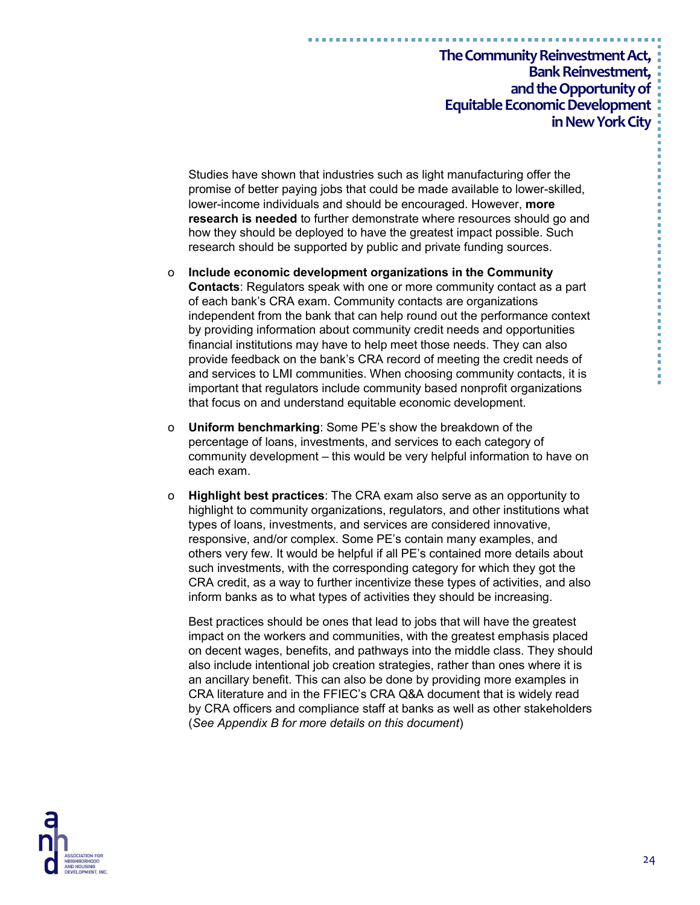Studies have shown that industries such as light manufacturing offer the promise of better paying jobs that could be made available to lower-skilled, lower-income individuals and should be encouraged. However, **more research is needed** to further demonstrate where resources should go and how they should be deployed to have the greatest impact possible. Such research should be supported by public and private funding sources.

- **Include economic development organizations in the Community Contacts**: Regulators speak with one or more community contact as a part of each bank's CRA exam. Community contacts are organizations independent from the bank that can help round out the performance context by providing information about community credit needs and opportunities financial institutions may have to help meet those needs. They can also provide feedback on the bank's CRA record of meeting the credit needs of and services to LMI communities. When choosing community contacts, it is important that regulators include community based nonprofit organizations that focus on and understand equitable economic development.

- **Uniform benchmarking**: Some PE's show the breakdown of the percentage of loans, investments, and services to each category of community development – this would be very helpful information to have on each exam.

- **Highlight best practices**: The CRA exam also serve as an opportunity to highlight to community organizations, regulators, and other institutions what types of loans, investments, and services are considered innovative, responsive, and/or complex. Some PE's contain many examples, and others very few. It would be helpful if all PE's contained more details about such investments, with the corresponding category for which they got the CRA credit, as a way to further incentivize these types of activities, and also inform banks as to what types of activities they should be increasing.

  Best practices should be ones that lead to jobs that will have the greatest impact on the workers and communities, with the greatest emphasis placed on decent wages, benefits, and pathways into the middle class. They should also include intentional job creation strategies, rather than ones where it is an ancillary benefit. This can also be done by providing more examples in CRA literature and in the FFIEC's CRA Q&A document that is widely read by CRA officers and compliance staff at banks as well as other stakeholders (*See Appendix B for more details on this document*)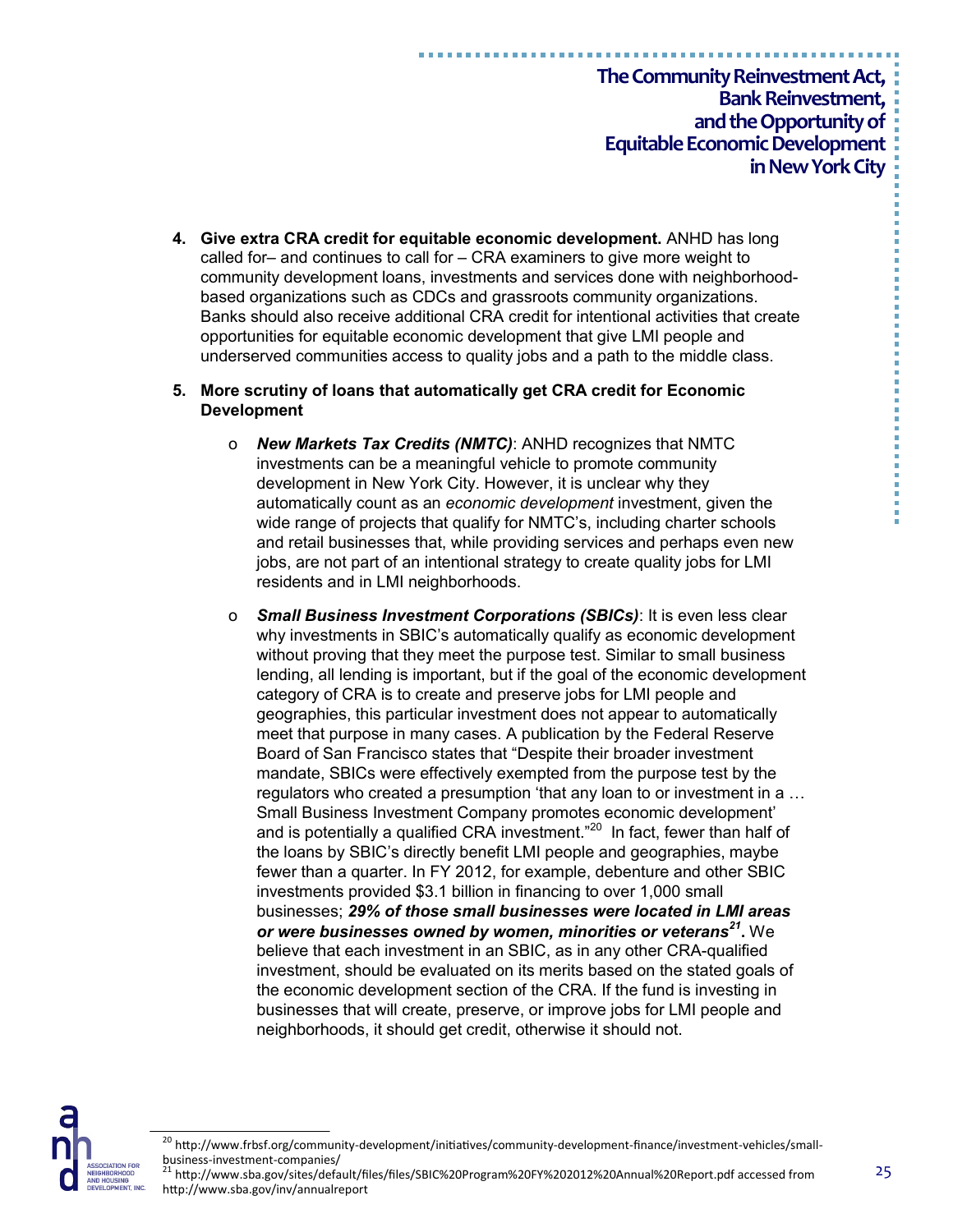4. **Give extra CRA credit for equitable economic development.** ANHD has long called for– and continues to call for – CRA examiners to give more weight to community development loans, investments and services done with neighborhood-based organizations such as CDCs and grassroots community organizations. Banks should also receive additional CRA credit for intentional activities that create opportunities for equitable economic development that give LMI people and underserved communities access to quality jobs and a path to the middle class.

5. **More scrutiny of loans that automatically get CRA credit for Economic Development**

   - ***New Markets Tax Credits (NMTC)***: ANHD recognizes that NMTC investments can be a meaningful vehicle to promote community development in New York City. However, it is unclear why they automatically count as an *economic development* investment, given the wide range of projects that qualify for NMTC's, including charter schools and retail businesses that, while providing services and perhaps even new jobs, are not part of an intentional strategy to create quality jobs for LMI residents and in LMI neighborhoods.

   - ***Small Business Investment Corporations (SBICs)***: It is even less clear why investments in SBIC's automatically qualify as economic development without proving that they meet the purpose test. Similar to small business lending, all lending is important, but if the goal of the economic development category of CRA is to create and preserve jobs for LMI people and geographies, this particular investment does not appear to automatically meet that purpose in many cases. A publication by the Federal Reserve Board of San Francisco states that "Despite their broader investment mandate, SBICs were effectively exempted from the purpose test by the regulators who created a presumption 'that any loan to or investment in a … Small Business Investment Company promotes economic development' and is potentially a qualified CRA investment."[20] In fact, fewer than half of the loans by SBIC's directly benefit LMI people and geographies, maybe fewer than a quarter. In FY 2012, for example, debenture and other SBIC investments provided $3.1 billion in financing to over 1,000 small businesses; ***29% of those small businesses were located in LMI areas or were businesses owned by women, minorities or veterans***[21]**.** We believe that each investment in an SBIC, as in any other CRA-qualified investment, should be evaluated on its merits based on the stated goals of the economic development section of the CRA. If the fund is investing in businesses that will create, preserve, or improve jobs for LMI people and neighborhoods, it should get credit, otherwise it should not.

---

[20] http://www.frbsf.org/community-development/initiatives/community-development-finance/investment-vehicles/small-business-investment-companies/

[21] http://www.sba.gov/sites/default/files/files/SBIC%20Program%20FY%202012%20Annual%20Report.pdf accessed from http://www.sba.gov/inv/annualreport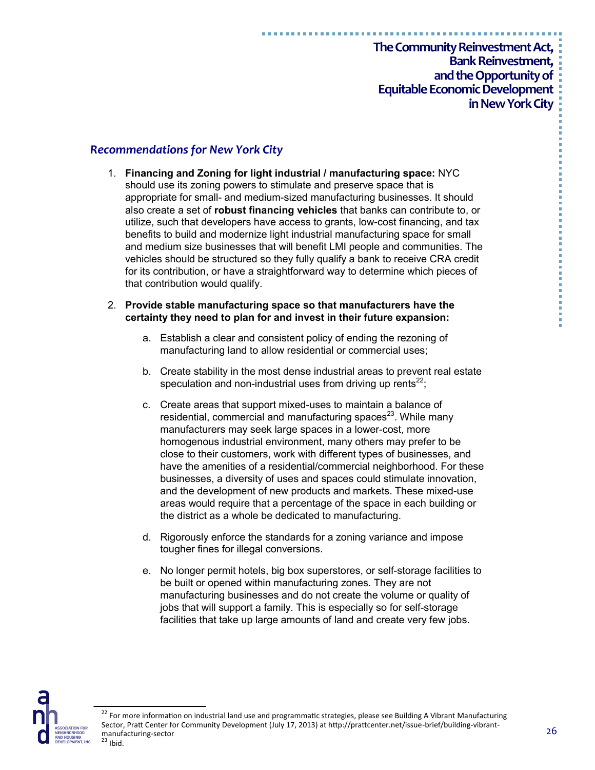## *Recommendations for New York City*

1. **Financing and Zoning for light industrial / manufacturing space:** NYC should use its zoning powers to stimulate and preserve space that is appropriate for small- and medium-sized manufacturing businesses. It should also create a set of **robust financing vehicles** that banks can contribute to, or utilize, such that developers have access to grants, low-cost financing, and tax benefits to build and modernize light industrial manufacturing space for small and medium size businesses that will benefit LMI people and communities. The vehicles should be structured so they fully qualify a bank to receive CRA credit for its contribution, or have a straightforward way to determine which pieces of that contribution would qualify.

2. **Provide stable manufacturing space so that manufacturers have the certainty they need to plan for and invest in their future expansion:**

   a. Establish a clear and consistent policy of ending the rezoning of manufacturing land to allow residential or commercial uses;

   b. Create stability in the most dense industrial areas to prevent real estate speculation and non-industrial uses from driving up rents[22];

   c. Create areas that support mixed-uses to maintain a balance of residential, commercial and manufacturing spaces[23]. While many manufacturers may seek large spaces in a lower-cost, more homogenous industrial environment, many others may prefer to be close to their customers, work with different types of businesses, and have the amenities of a residential/commercial neighborhood. For these businesses, a diversity of uses and spaces could stimulate innovation, and the development of new products and markets. These mixed-use areas would require that a percentage of the space in each building or the district as a whole be dedicated to manufacturing.

   d. Rigorously enforce the standards for a zoning variance and impose tougher fines for illegal conversions.

   e. No longer permit hotels, big box superstores, or self-storage facilities to be built or opened within manufacturing zones. They are not manufacturing businesses and do not create the volume or quality of jobs that will support a family. This is especially so for self-storage facilities that take up large amounts of land and create very few jobs.

---

[22] For more information on industrial land use and programmatic strategies, please see Building A Vibrant Manufacturing Sector, Pratt Center for Community Development (July 17, 2013) at http://prattcenter.net/issue-brief/building-vibrant-manufacturing-sector

[23] Ibid.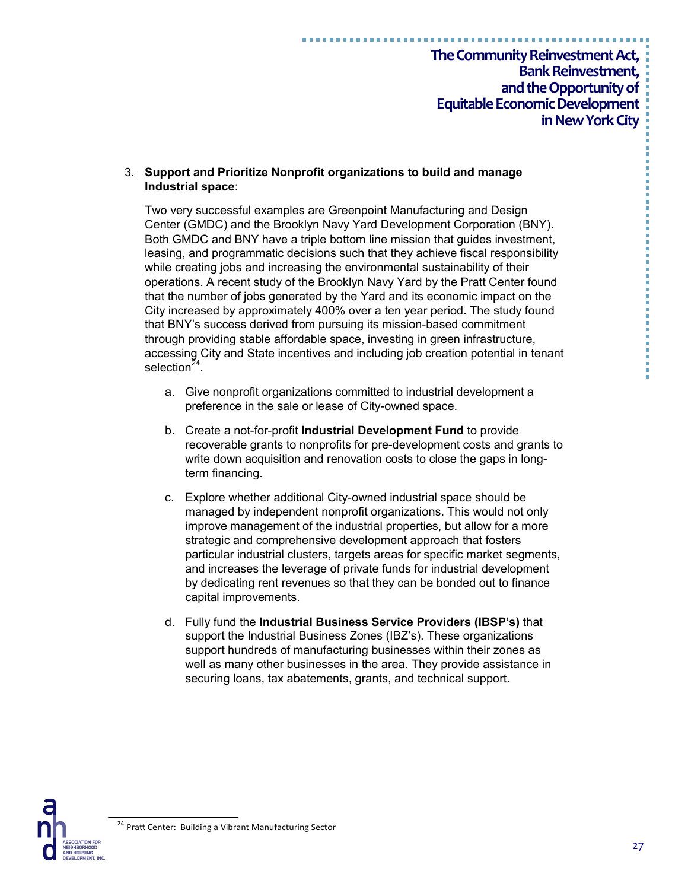3. **Support and Prioritize Nonprofit organizations to build and manage Industrial space**:

   Two very successful examples are Greenpoint Manufacturing and Design Center (GMDC) and the Brooklyn Navy Yard Development Corporation (BNY). Both GMDC and BNY have a triple bottom line mission that guides investment, leasing, and programmatic decisions such that they achieve fiscal responsibility while creating jobs and increasing the environmental sustainability of their operations. A recent study of the Brooklyn Navy Yard by the Pratt Center found that the number of jobs generated by the Yard and its economic impact on the City increased by approximately 400% over a ten year period. The study found that BNY's success derived from pursuing its mission-based commitment through providing stable affordable space, investing in green infrastructure, accessing City and State incentives and including job creation potential in tenant selection[24].

   a. Give nonprofit organizations committed to industrial development a preference in the sale or lease of City-owned space.

   b. Create a not-for-profit **Industrial Development Fund** to provide recoverable grants to nonprofits for pre-development costs and grants to write down acquisition and renovation costs to close the gaps in long-term financing.

   c. Explore whether additional City-owned industrial space should be managed by independent nonprofit organizations. This would not only improve management of the industrial properties, but allow for a more strategic and comprehensive development approach that fosters particular industrial clusters, targets areas for specific market segments, and increases the leverage of private funds for industrial development by dedicating rent revenues so that they can be bonded out to finance capital improvements.

   d. Fully fund the **Industrial Business Service Providers (IBSP's)** that support the Industrial Business Zones (IBZ's). These organizations support hundreds of manufacturing businesses within their zones as well as many other businesses in the area. They provide assistance in securing loans, tax abatements, grants, and technical support.

[24] Pratt Center: Building a Vibrant Manufacturing Sector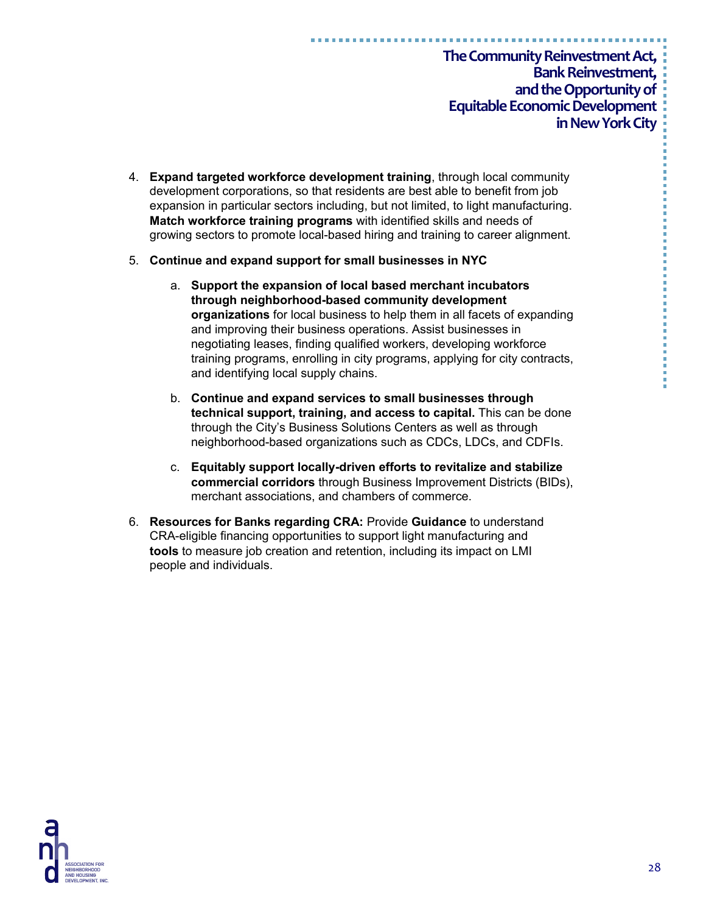4. **Expand targeted workforce development training**, through local community development corporations, so that residents are best able to benefit from job expansion in particular sectors including, but not limited, to light manufacturing. **Match workforce training programs** with identified skills and needs of growing sectors to promote local-based hiring and training to career alignment.

5. **Continue and expand support for small businesses in NYC**

    a. **Support the expansion of local based merchant incubators through neighborhood-based community development organizations** for local business to help them in all facets of expanding and improving their business operations. Assist businesses in negotiating leases, finding qualified workers, developing workforce training programs, enrolling in city programs, applying for city contracts, and identifying local supply chains.

    b. **Continue and expand services to small businesses through technical support, training, and access to capital.** This can be done through the City's Business Solutions Centers as well as through neighborhood-based organizations such as CDCs, LDCs, and CDFIs.

    c. **Equitably support locally-driven efforts to revitalize and stabilize commercial corridors** through Business Improvement Districts (BIDs), merchant associations, and chambers of commerce.

6. **Resources for Banks regarding CRA:** Provide **Guidance** to understand CRA-eligible financing opportunities to support light manufacturing and **tools** to measure job creation and retention, including its impact on LMI people and individuals.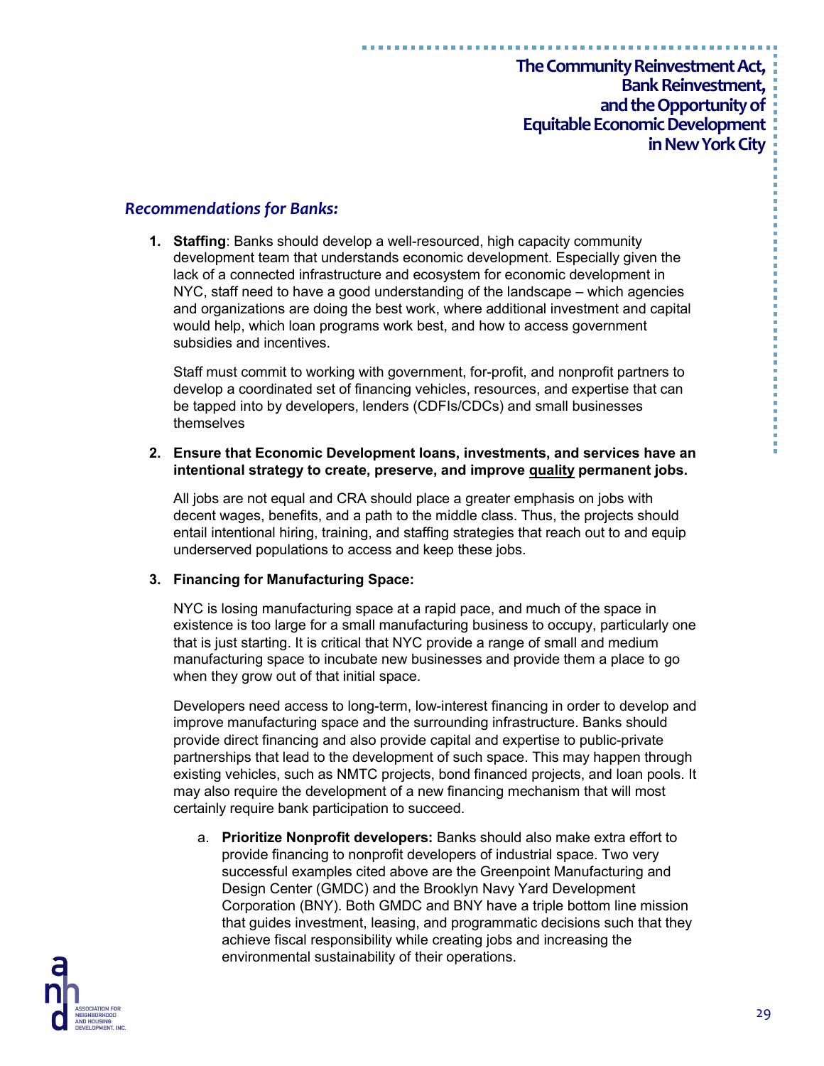## *Recommendations for Banks:*

1. **Staffing**: Banks should develop a well-resourced, high capacity community development team that understands economic development. Especially given the lack of a connected infrastructure and ecosystem for economic development in NYC, staff need to have a good understanding of the landscape – which agencies and organizations are doing the best work, where additional investment and capital would help, which loan programs work best, and how to access government subsidies and incentives.

   Staff must commit to working with government, for-profit, and nonprofit partners to develop a coordinated set of financing vehicles, resources, and expertise that can be tapped into by developers, lenders (CDFIs/CDCs) and small businesses themselves

2. **Ensure that Economic Development loans, investments, and services have an intentional strategy to create, preserve, and improve <u>quality</u> permanent jobs.**

   All jobs are not equal and CRA should place a greater emphasis on jobs with decent wages, benefits, and a path to the middle class. Thus, the projects should entail intentional hiring, training, and staffing strategies that reach out to and equip underserved populations to access and keep these jobs.

3. **Financing for Manufacturing Space:**

   NYC is losing manufacturing space at a rapid pace, and much of the space in existence is too large for a small manufacturing business to occupy, particularly one that is just starting. It is critical that NYC provide a range of small and medium manufacturing space to incubate new businesses and provide them a place to go when they grow out of that initial space.

   Developers need access to long-term, low-interest financing in order to develop and improve manufacturing space and the surrounding infrastructure. Banks should provide direct financing and also provide capital and expertise to public-private partnerships that lead to the development of such space. This may happen through existing vehicles, such as NMTC projects, bond financed projects, and loan pools. It may also require the development of a new financing mechanism that will most certainly require bank participation to succeed.

   a. **Prioritize Nonprofit developers:** Banks should also make extra effort to provide financing to nonprofit developers of industrial space. Two very successful examples cited above are the Greenpoint Manufacturing and Design Center (GMDC) and the Brooklyn Navy Yard Development Corporation (BNY). Both GMDC and BNY have a triple bottom line mission that guides investment, leasing, and programmatic decisions such that they achieve fiscal responsibility while creating jobs and increasing the environmental sustainability of their operations.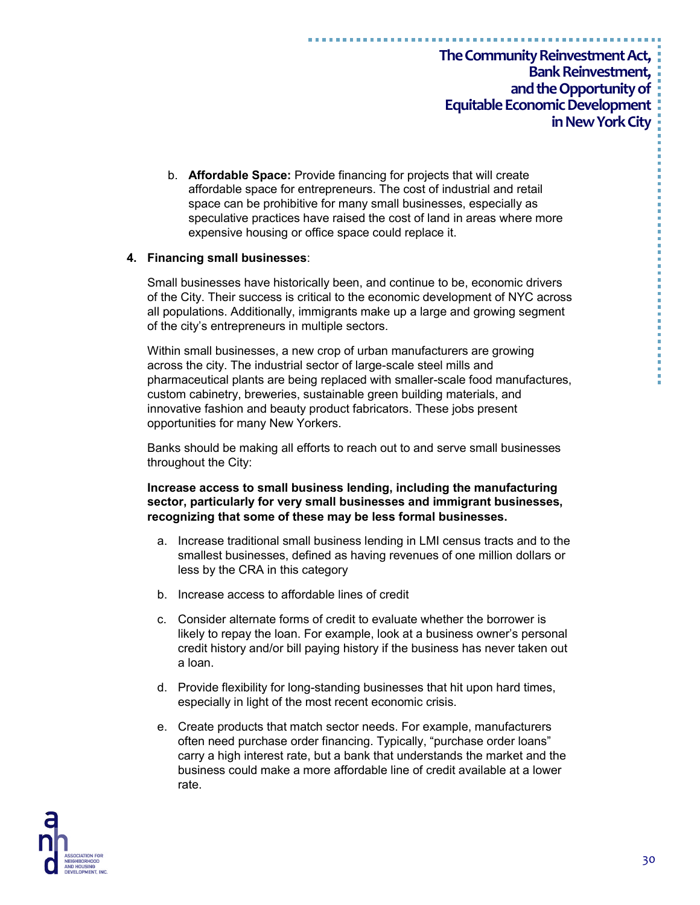b. **Affordable Space:** Provide financing for projects that will create affordable space for entrepreneurs. The cost of industrial and retail space can be prohibitive for many small businesses, especially as speculative practices have raised the cost of land in areas where more expensive housing or office space could replace it.

4. **Financing small businesses**:

   Small businesses have historically been, and continue to be, economic drivers of the City. Their success is critical to the economic development of NYC across all populations. Additionally, immigrants make up a large and growing segment of the city's entrepreneurs in multiple sectors.

   Within small businesses, a new crop of urban manufacturers are growing across the city. The industrial sector of large-scale steel mills and pharmaceutical plants are being replaced with smaller-scale food manufactures, custom cabinetry, breweries, sustainable green building materials, and innovative fashion and beauty product fabricators. These jobs present opportunities for many New Yorkers.

   Banks should be making all efforts to reach out to and serve small businesses throughout the City:

   **Increase access to small business lending, including the manufacturing sector, particularly for very small businesses and immigrant businesses, recognizing that some of these may be less formal businesses.**

   a. Increase traditional small business lending in LMI census tracts and to the smallest businesses, defined as having revenues of one million dollars or less by the CRA in this category

   b. Increase access to affordable lines of credit

   c. Consider alternate forms of credit to evaluate whether the borrower is likely to repay the loan. For example, look at a business owner's personal credit history and/or bill paying history if the business has never taken out a loan.

   d. Provide flexibility for long-standing businesses that hit upon hard times, especially in light of the most recent economic crisis.

   e. Create products that match sector needs. For example, manufacturers often need purchase order financing. Typically, "purchase order loans" carry a high interest rate, but a bank that understands the market and the business could make a more affordable line of credit available at a lower rate.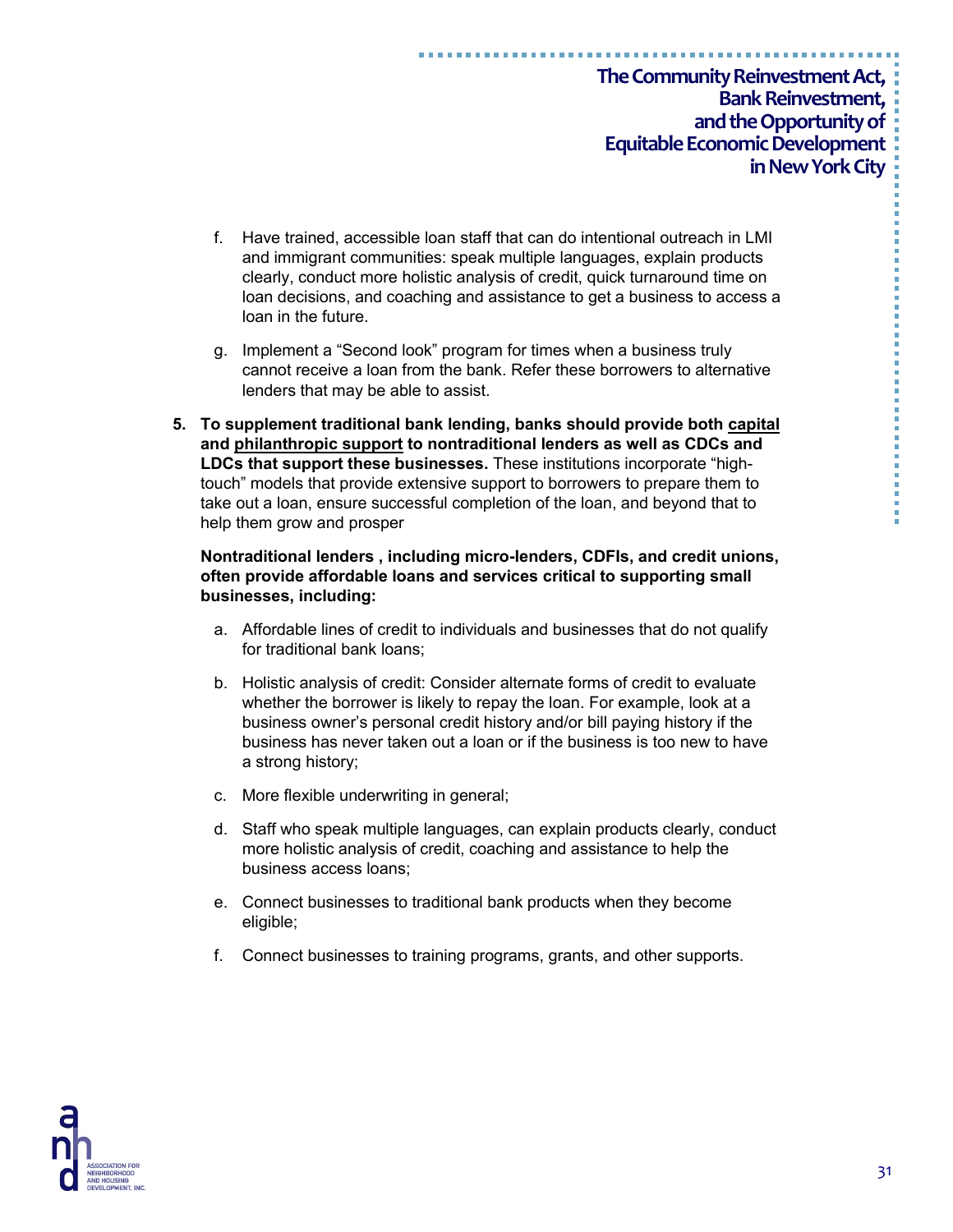f. Have trained, accessible loan staff that can do intentional outreach in LMI and immigrant communities: speak multiple languages, explain products clearly, conduct more holistic analysis of credit, quick turnaround time on loan decisions, and coaching and assistance to get a business to access a loan in the future.

g. Implement a "Second look" program for times when a business truly cannot receive a loan from the bank. Refer these borrowers to alternative lenders that may be able to assist.

5. **To supplement traditional bank lending, banks should provide both <u>capital</u> and <u>philanthropic support</u> to nontraditional lenders as well as CDCs and LDCs that support these businesses.** These institutions incorporate "high-touch" models that provide extensive support to borrowers to prepare them to take out a loan, ensure successful completion of the loan, and beyond that to help them grow and prosper

   **Nontraditional lenders , including micro-lenders, CDFIs, and credit unions, often provide affordable loans and services critical to supporting small businesses, including:**

   a. Affordable lines of credit to individuals and businesses that do not qualify for traditional bank loans;

   b. Holistic analysis of credit: Consider alternate forms of credit to evaluate whether the borrower is likely to repay the loan. For example, look at a business owner's personal credit history and/or bill paying history if the business has never taken out a loan or if the business is too new to have a strong history;

   c. More flexible underwriting in general;

   d. Staff who speak multiple languages, can explain products clearly, conduct more holistic analysis of credit, coaching and assistance to help the business access loans;

   e. Connect businesses to traditional bank products when they become eligible;

   f. Connect businesses to training programs, grants, and other supports.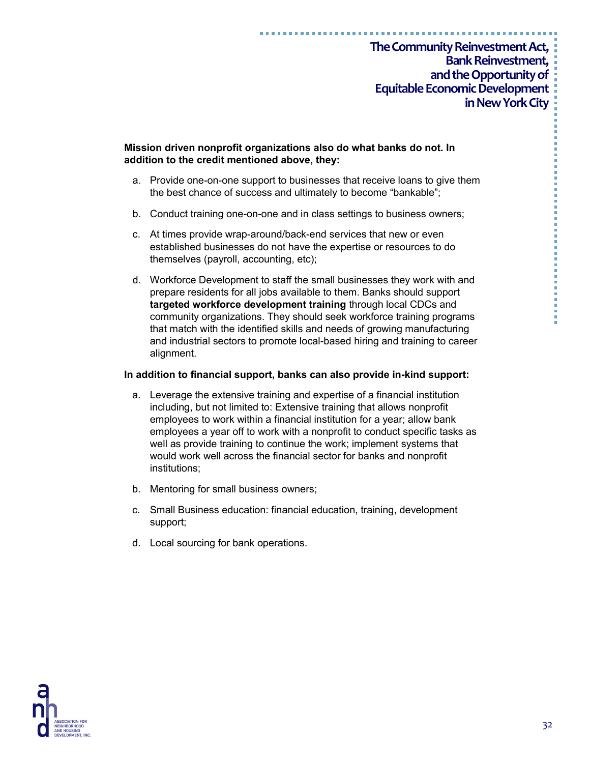**Mission driven nonprofit organizations also do what banks do not. In addition to the credit mentioned above, they:**

a. Provide one-on-one support to businesses that receive loans to give them the best chance of success and ultimately to become "bankable";

b. Conduct training one-on-one and in class settings to business owners;

c. At times provide wrap-around/back-end services that new or even established businesses do not have the expertise or resources to do themselves (payroll, accounting, etc);

d. Workforce Development to staff the small businesses they work with and prepare residents for all jobs available to them. Banks should support **targeted workforce development training** through local CDCs and community organizations. They should seek workforce training programs that match with the identified skills and needs of growing manufacturing and industrial sectors to promote local-based hiring and training to career alignment.

**In addition to financial support, banks can also provide in-kind support:**

a. Leverage the extensive training and expertise of a financial institution including, but not limited to: Extensive training that allows nonprofit employees to work within a financial institution for a year; allow bank employees a year off to work with a nonprofit to conduct specific tasks as well as provide training to continue the work; implement systems that would work well across the financial sector for banks and nonprofit institutions;

b. Mentoring for small business owners;

c. Small Business education: financial education, training, development support;

d. Local sourcing for bank operations.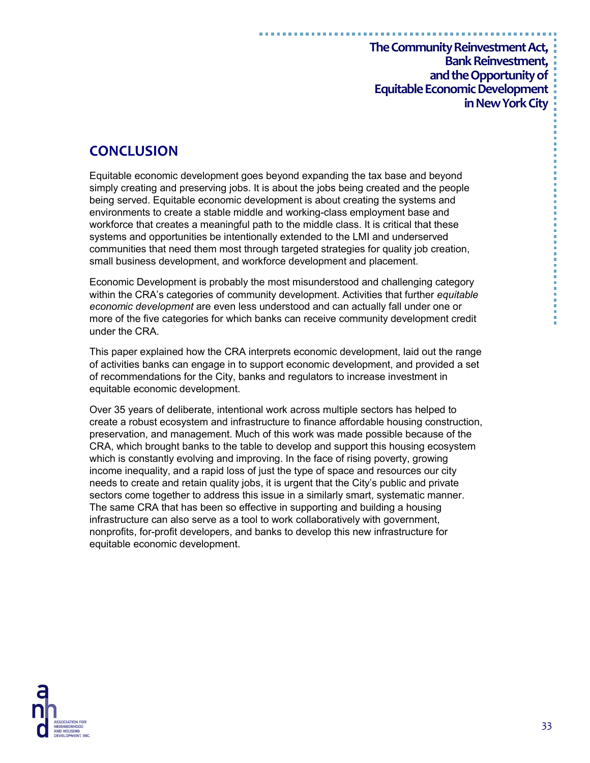## CONCLUSION

Equitable economic development goes beyond expanding the tax base and beyond simply creating and preserving jobs. It is about the jobs being created and the people being served. Equitable economic development is about creating the systems and environments to create a stable middle and working-class employment base and workforce that creates a meaningful path to the middle class. It is critical that these systems and opportunities be intentionally extended to the LMI and underserved communities that need them most through targeted strategies for quality job creation, small business development, and workforce development and placement.

Economic Development is probably the most misunderstood and challenging category within the CRA's categories of community development. Activities that further *equitable economic development* are even less understood and can actually fall under one or more of the five categories for which banks can receive community development credit under the CRA.

This paper explained how the CRA interprets economic development, laid out the range of activities banks can engage in to support economic development, and provided a set of recommendations for the City, banks and regulators to increase investment in equitable economic development.

Over 35 years of deliberate, intentional work across multiple sectors has helped to create a robust ecosystem and infrastructure to finance affordable housing construction, preservation, and management. Much of this work was made possible because of the CRA, which brought banks to the table to develop and support this housing ecosystem which is constantly evolving and improving. In the face of rising poverty, growing income inequality, and a rapid loss of just the type of space and resources our city needs to create and retain quality jobs, it is urgent that the City's public and private sectors come together to address this issue in a similarly smart, systematic manner. The same CRA that has been so effective in supporting and building a housing infrastructure can also serve as a tool to work collaboratively with government, nonprofits, for-profit developers, and banks to develop this new infrastructure for equitable economic development.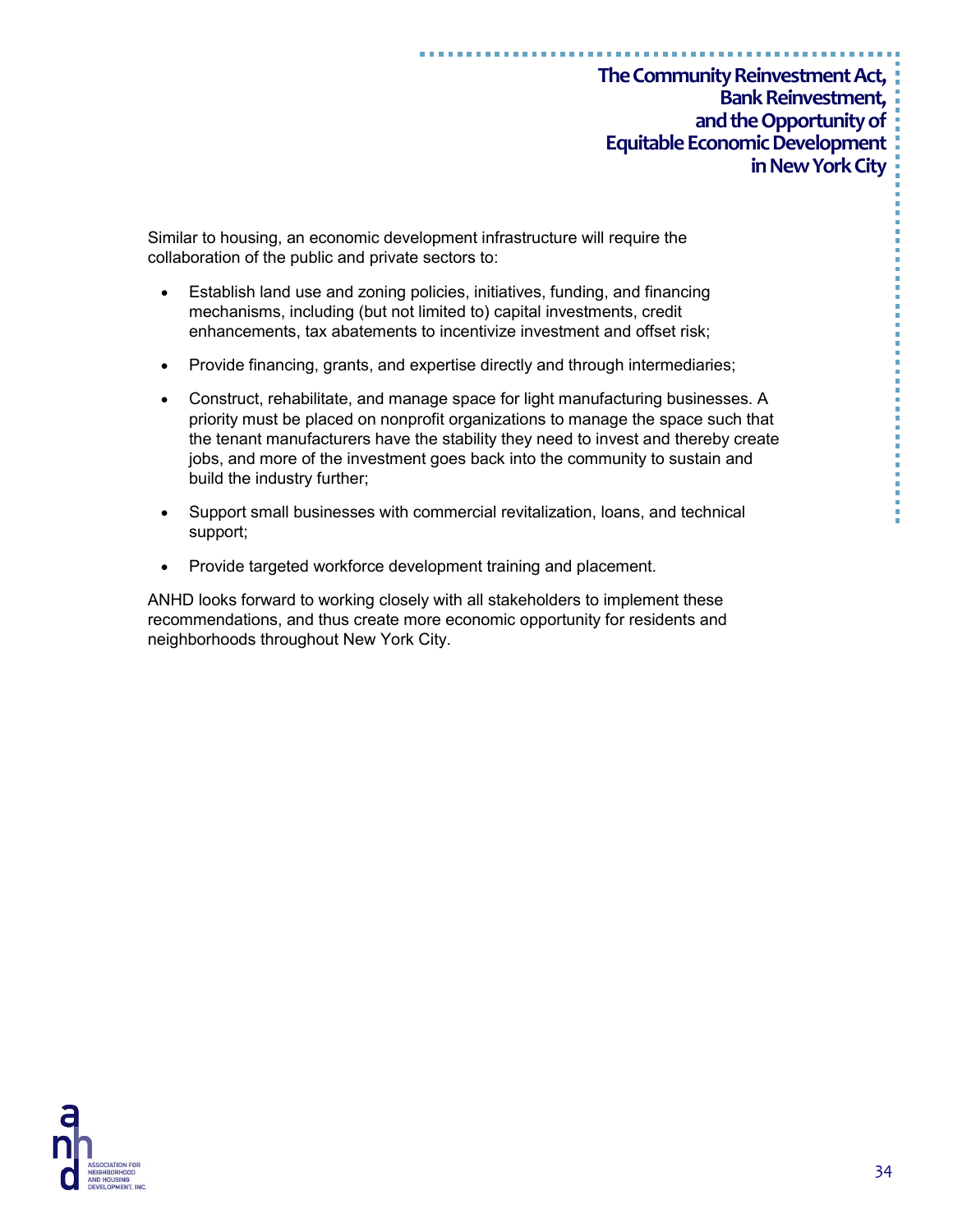Similar to housing, an economic development infrastructure will require the collaboration of the public and private sectors to:

- Establish land use and zoning policies, initiatives, funding, and financing mechanisms, including (but not limited to) capital investments, credit enhancements, tax abatements to incentivize investment and offset risk;
- Provide financing, grants, and expertise directly and through intermediaries;
- Construct, rehabilitate, and manage space for light manufacturing businesses. A priority must be placed on nonprofit organizations to manage the space such that the tenant manufacturers have the stability they need to invest and thereby create jobs, and more of the investment goes back into the community to sustain and build the industry further;
- Support small businesses with commercial revitalization, loans, and technical support;
- Provide targeted workforce development training and placement.

ANHD looks forward to working closely with all stakeholders to implement these recommendations, and thus create more economic opportunity for residents and neighborhoods throughout New York City.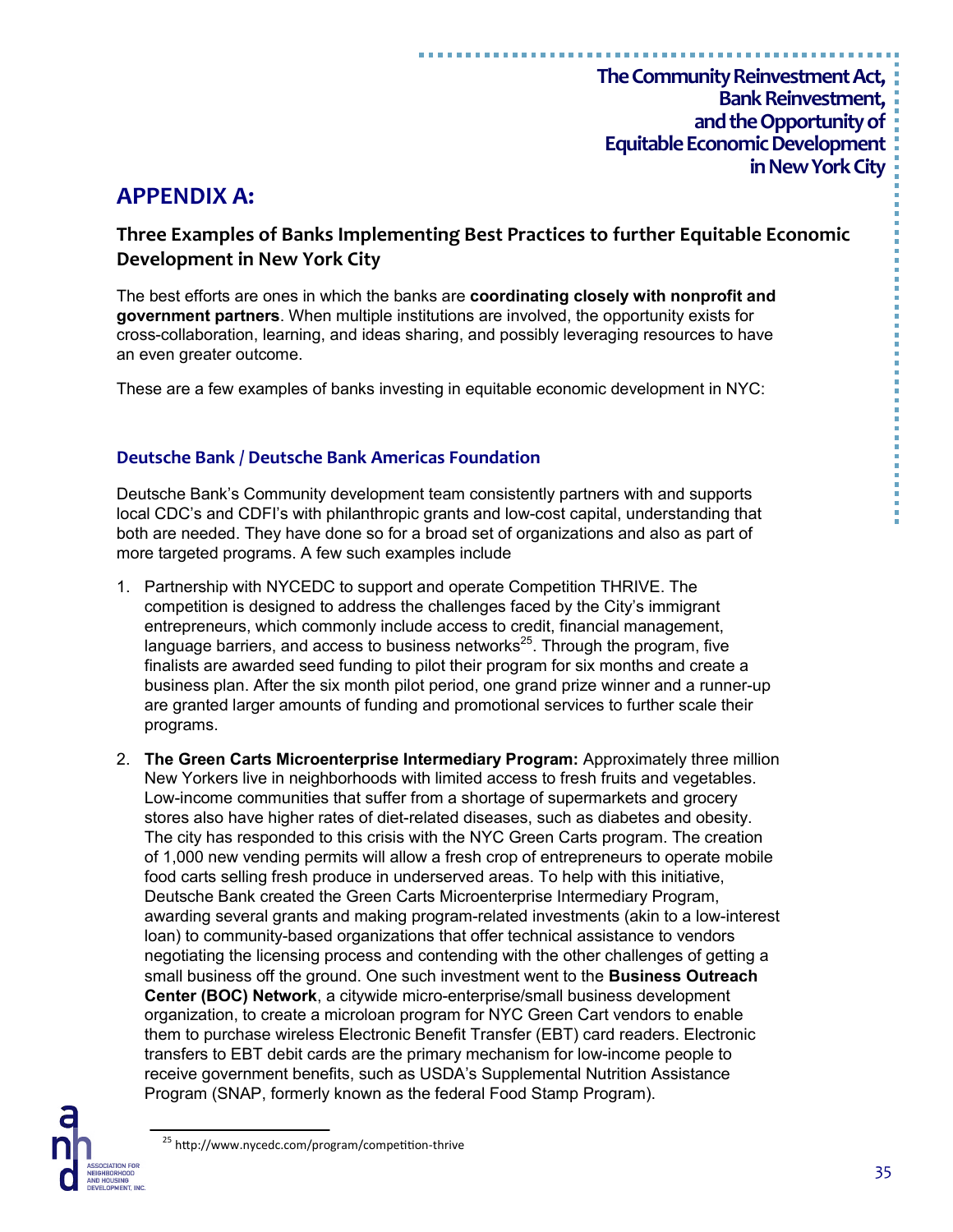# APPENDIX A:

## Three Examples of Banks Implementing Best Practices to further Equitable Economic Development in New York City

The best efforts are ones in which the banks are **coordinating closely with nonprofit and government partners**. When multiple institutions are involved, the opportunity exists for cross-collaboration, learning, and ideas sharing, and possibly leveraging resources to have an even greater outcome.

These are a few examples of banks investing in equitable economic development in NYC:

### Deutsche Bank / Deutsche Bank Americas Foundation

Deutsche Bank's Community development team consistently partners with and supports local CDC's and CDFI's with philanthropic grants and low-cost capital, understanding that both are needed. They have done so for a broad set of organizations and also as part of more targeted programs. A few such examples include

1. Partnership with NYCEDC to support and operate Competition THRIVE. The competition is designed to address the challenges faced by the City's immigrant entrepreneurs, which commonly include access to credit, financial management, language barriers, and access to business networks[25]. Through the program, five finalists are awarded seed funding to pilot their program for six months and create a business plan. After the six month pilot period, one grand prize winner and a runner-up are granted larger amounts of funding and promotional services to further scale their programs.

2. **The Green Carts Microenterprise Intermediary Program:** Approximately three million New Yorkers live in neighborhoods with limited access to fresh fruits and vegetables. Low-income communities that suffer from a shortage of supermarkets and grocery stores also have higher rates of diet-related diseases, such as diabetes and obesity. The city has responded to this crisis with the NYC Green Carts program. The creation of 1,000 new vending permits will allow a fresh crop of entrepreneurs to operate mobile food carts selling fresh produce in underserved areas. To help with this initiative, Deutsche Bank created the Green Carts Microenterprise Intermediary Program, awarding several grants and making program-related investments (akin to a low-interest loan) to community-based organizations that offer technical assistance to vendors negotiating the licensing process and contending with the other challenges of getting a small business off the ground. One such investment went to the **Business Outreach Center (BOC) Network**, a citywide micro-enterprise/small business development organization, to create a microloan program for NYC Green Cart vendors to enable them to purchase wireless Electronic Benefit Transfer (EBT) card readers. Electronic transfers to EBT debit cards are the primary mechanism for low-income people to receive government benefits, such as USDA's Supplemental Nutrition Assistance Program (SNAP, formerly known as the federal Food Stamp Program).

[25] http://www.nycedc.com/program/competition-thrive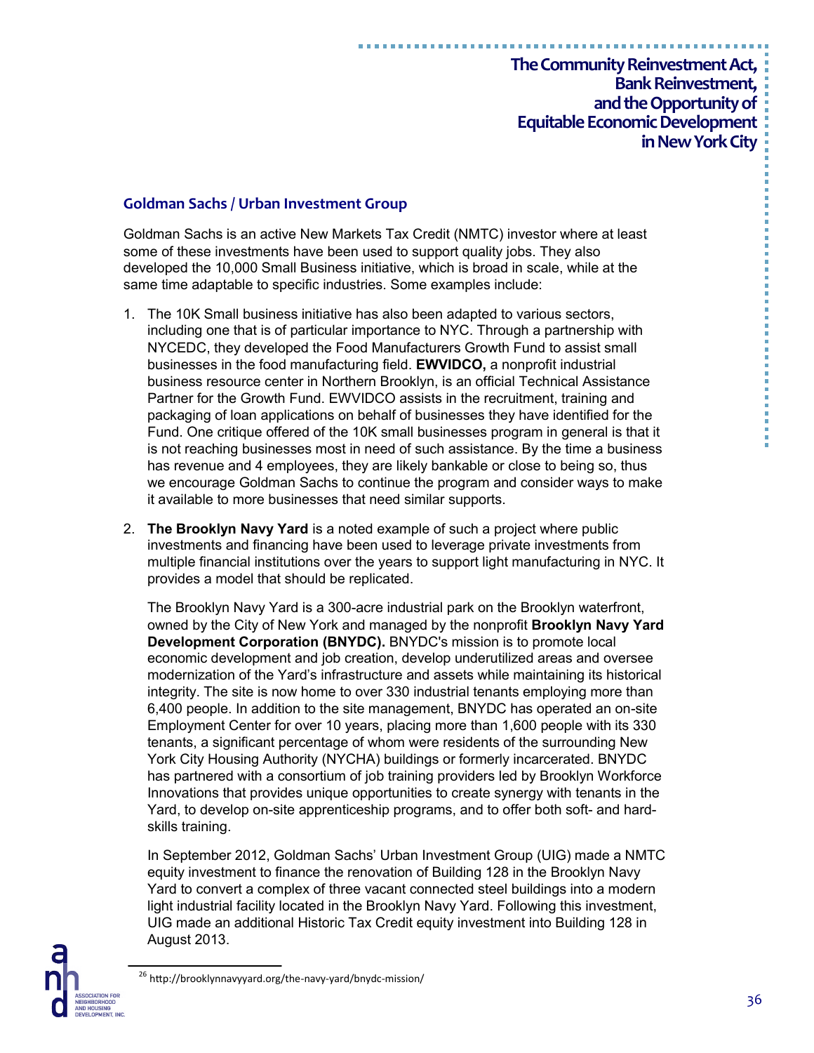## Goldman Sachs / Urban Investment Group

Goldman Sachs is an active New Markets Tax Credit (NMTC) investor where at least some of these investments have been used to support quality jobs. They also developed the 10,000 Small Business initiative, which is broad in scale, while at the same time adaptable to specific industries. Some examples include:

1. The 10K Small business initiative has also been adapted to various sectors, including one that is of particular importance to NYC. Through a partnership with NYCEDC, they developed the Food Manufacturers Growth Fund to assist small businesses in the food manufacturing field. **EWVIDCO,** a nonprofit industrial business resource center in Northern Brooklyn, is an official Technical Assistance Partner for the Growth Fund. EWVIDCO assists in the recruitment, training and packaging of loan applications on behalf of businesses they have identified for the Fund. One critique offered of the 10K small businesses program in general is that it is not reaching businesses most in need of such assistance. By the time a business has revenue and 4 employees, they are likely bankable or close to being so, thus we encourage Goldman Sachs to continue the program and consider ways to make it available to more businesses that need similar supports.

2. **The Brooklyn Navy Yard** is a noted example of such a project where public investments and financing have been used to leverage private investments from multiple financial institutions over the years to support light manufacturing in NYC. It provides a model that should be replicated.

   The Brooklyn Navy Yard is a 300-acre industrial park on the Brooklyn waterfront, owned by the City of New York and managed by the nonprofit **Brooklyn Navy Yard Development Corporation (BNYDC).** BNYDC's mission is to promote local economic development and job creation, develop underutilized areas and oversee modernization of the Yard's infrastructure and assets while maintaining its historical integrity. The site is now home to over 330 industrial tenants employing more than 6,400 people. In addition to the site management, BNYDC has operated an on-site Employment Center for over 10 years, placing more than 1,600 people with its 330 tenants, a significant percentage of whom were residents of the surrounding New York City Housing Authority (NYCHA) buildings or formerly incarcerated. BNYDC has partnered with a consortium of job training providers led by Brooklyn Workforce Innovations that provides unique opportunities to create synergy with tenants in the Yard, to develop on-site apprenticeship programs, and to offer both soft- and hard-skills training.

   In September 2012, Goldman Sachs' Urban Investment Group (UIG) made a NMTC equity investment to finance the renovation of Building 128 in the Brooklyn Navy Yard to convert a complex of three vacant connected steel buildings into a modern light industrial facility located in the Brooklyn Navy Yard. Following this investment, UIG made an additional Historic Tax Credit equity investment into Building 128 in August 2013.

[26] http://brooklynnavyyard.org/the-navy-yard/bnydc-mission/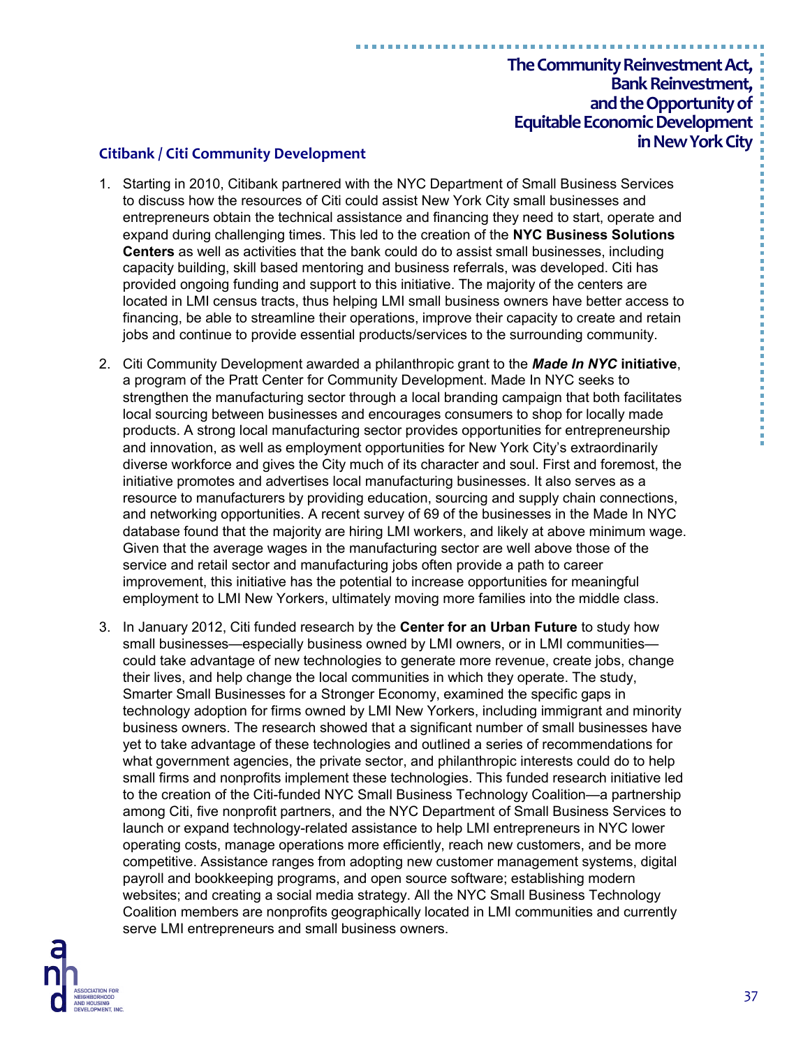### Citibank / Citi Community Development

1. Starting in 2010, Citibank partnered with the NYC Department of Small Business Services to discuss how the resources of Citi could assist New York City small businesses and entrepreneurs obtain the technical assistance and financing they need to start, operate and expand during challenging times. This led to the creation of the **NYC Business Solutions Centers** as well as activities that the bank could do to assist small businesses, including capacity building, skill based mentoring and business referrals, was developed. Citi has provided ongoing funding and support to this initiative. The majority of the centers are located in LMI census tracts, thus helping LMI small business owners have better access to financing, be able to streamline their operations, improve their capacity to create and retain jobs and continue to provide essential products/services to the surrounding community.

2. Citi Community Development awarded a philanthropic grant to the ***Made In NYC* initiative**, a program of the Pratt Center for Community Development. Made In NYC seeks to strengthen the manufacturing sector through a local branding campaign that both facilitates local sourcing between businesses and encourages consumers to shop for locally made products. A strong local manufacturing sector provides opportunities for entrepreneurship and innovation, as well as employment opportunities for New York City's extraordinarily diverse workforce and gives the City much of its character and soul. First and foremost, the initiative promotes and advertises local manufacturing businesses. It also serves as a resource to manufacturers by providing education, sourcing and supply chain connections, and networking opportunities. A recent survey of 69 of the businesses in the Made In NYC database found that the majority are hiring LMI workers, and likely at above minimum wage. Given that the average wages in the manufacturing sector are well above those of the service and retail sector and manufacturing jobs often provide a path to career improvement, this initiative has the potential to increase opportunities for meaningful employment to LMI New Yorkers, ultimately moving more families into the middle class.

3. In January 2012, Citi funded research by the **Center for an Urban Future** to study how small businesses—especially business owned by LMI owners, or in LMI communities—could take advantage of new technologies to generate more revenue, create jobs, change their lives, and help change the local communities in which they operate. The study, Smarter Small Businesses for a Stronger Economy, examined the specific gaps in technology adoption for firms owned by LMI New Yorkers, including immigrant and minority business owners. The research showed that a significant number of small businesses have yet to take advantage of these technologies and outlined a series of recommendations for what government agencies, the private sector, and philanthropic interests could do to help small firms and nonprofits implement these technologies. This funded research initiative led to the creation of the Citi-funded NYC Small Business Technology Coalition—a partnership among Citi, five nonprofit partners, and the NYC Department of Small Business Services to launch or expand technology-related assistance to help LMI entrepreneurs in NYC lower operating costs, manage operations more efficiently, reach new customers, and be more competitive. Assistance ranges from adopting new customer management systems, digital payroll and bookkeeping programs, and open source software; establishing modern websites; and creating a social media strategy. All the NYC Small Business Technology Coalition members are nonprofits geographically located in LMI communities and currently serve LMI entrepreneurs and small business owners.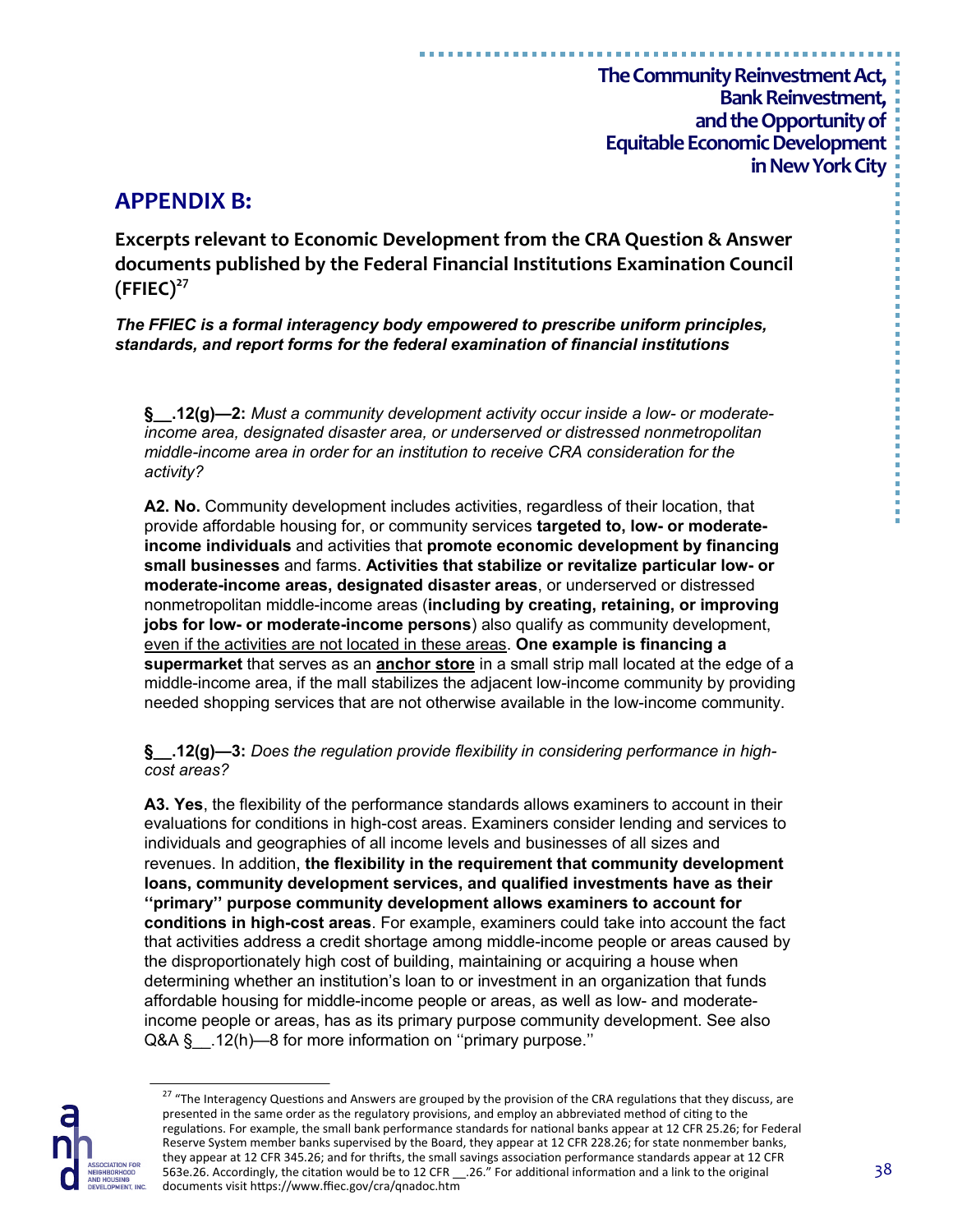## APPENDIX B:

**Excerpts relevant to Economic Development from the CRA Question & Answer documents published by the Federal Financial Institutions Examination Council (FFIEC)[27]**

***The FFIEC is a formal interagency body empowered to prescribe uniform principles, standards, and report forms for the federal examination of financial institutions***

**§__.12(g)—2:** *Must a community development activity occur inside a low- or moderate-income area, designated disaster area, or underserved or distressed nonmetropolitan middle-income area in order for an institution to receive CRA consideration for the activity?*

**A2. No.** Community development includes activities, regardless of their location, that provide affordable housing for, or community services **targeted to, low- or moderate-income individuals** and activities that **promote economic development by financing small businesses** and farms. **Activities that stabilize or revitalize particular low- or moderate-income areas, designated disaster areas**, or underserved or distressed nonmetropolitan middle-income areas (**including by creating, retaining, or improving jobs for low- or moderate-income persons**) also qualify as community development, <u>even if the activities are not located in these areas</u>. **One example is financing a supermarket** that serves as an **<u>anchor store</u>** in a small strip mall located at the edge of a middle-income area, if the mall stabilizes the adjacent low-income community by providing needed shopping services that are not otherwise available in the low-income community.

**§__.12(g)—3:** *Does the regulation provide flexibility in considering performance in high-cost areas?*

**A3. Yes**, the flexibility of the performance standards allows examiners to account in their evaluations for conditions in high-cost areas. Examiners consider lending and services to individuals and geographies of all income levels and businesses of all sizes and revenues. In addition, **the flexibility in the requirement that community development loans, community development services, and qualified investments have as their ''primary'' purpose community development allows examiners to account for conditions in high-cost areas**. For example, examiners could take into account the fact that activities address a credit shortage among middle-income people or areas caused by the disproportionately high cost of building, maintaining or acquiring a house when determining whether an institution's loan to or investment in an organization that funds affordable housing for middle-income people or areas, as well as low- and moderate-income people or areas, has as its primary purpose community development. See also Q&A §__.12(h)—8 for more information on ''primary purpose.''

[27] "The Interagency Questions and Answers are grouped by the provision of the CRA regulations that they discuss, are presented in the same order as the regulatory provisions, and employ an abbreviated method of citing to the regulations. For example, the small bank performance standards for national banks appear at 12 CFR 25.26; for Federal Reserve System member banks supervised by the Board, they appear at 12 CFR 228.26; for state nonmember banks, they appear at 12 CFR 345.26; and for thrifts, the small savings association performance standards appear at 12 CFR 563e.26. Accordingly, the citation would be to 12 CFR __.26." For additional information and a link to the original documents visit https://www.ffiec.gov/cra/qnadoc.htm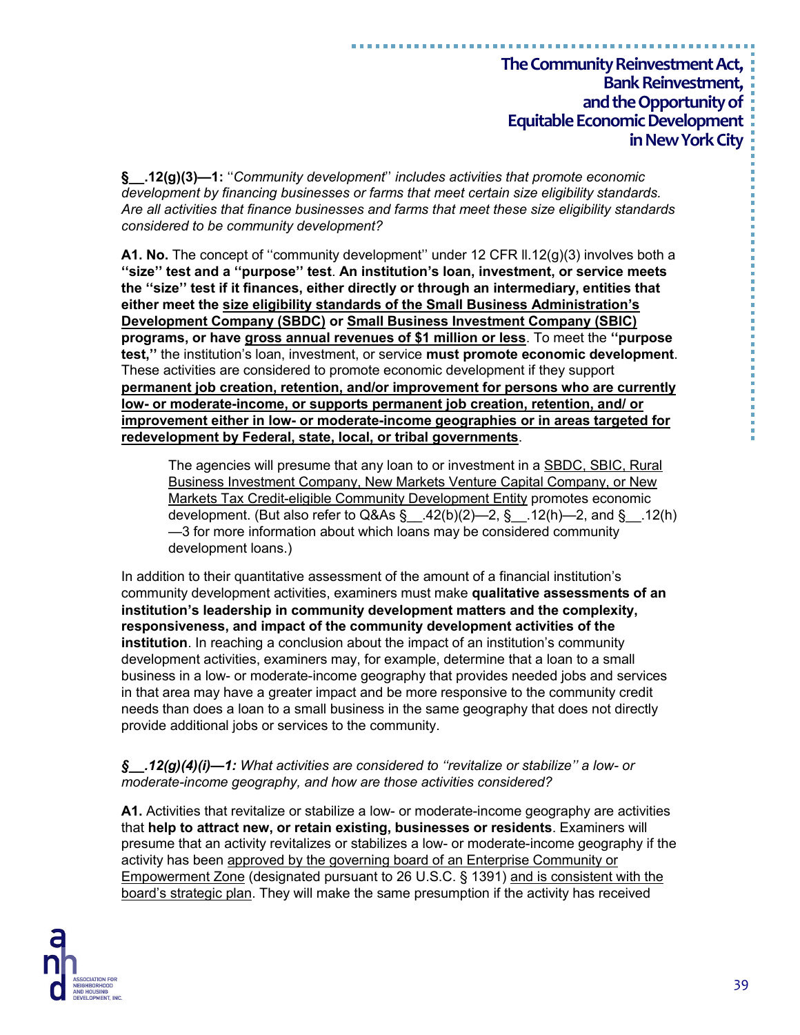**§__.12(g)(3)—1:** ''*Community development*'' *includes activities that promote economic development by financing businesses or farms that meet certain size eligibility standards. Are all activities that finance businesses and farms that meet these size eligibility standards considered to be community development?*

**A1. No.** The concept of ''community development'' under 12 CFR ll.12(g)(3) involves both a **''size'' test and a ''purpose'' test**. **An institution's loan, investment, or service meets the ''size'' test if it finances, either directly or through an intermediary, entities that either meet the <u>size eligibility standards of the Small Business Administration's Development Company (SBDC)</u> or <u>Small Business Investment Company (SBIC)</u> programs, or have <u>gross annual revenues of $1 million or less</u>**. To meet the **''purpose test,''** the institution's loan, investment, or service **must promote economic development**. These activities are considered to promote economic development if they support **<u>permanent job creation, retention, and/or improvement for persons who are currently low- or moderate-income, or supports permanent job creation, retention, and/ or improvement either in low- or moderate-income geographies or in areas targeted for redevelopment by Federal, state, local, or tribal governments</u>**.

> The agencies will presume that any loan to or investment in a <u>SBDC, SBIC, Rural Business Investment Company, New Markets Venture Capital Company, or New Markets Tax Credit-eligible Community Development Entity</u> promotes economic development. (But also refer to Q&As §__.42(b)(2)—2, §__.12(h)—2, and §__.12(h)—3 for more information about which loans may be considered community development loans.)

In addition to their quantitative assessment of the amount of a financial institution's community development activities, examiners must make **qualitative assessments of an institution's leadership in community development matters and the complexity, responsiveness, and impact of the community development activities of the institution**. In reaching a conclusion about the impact of an institution's community development activities, examiners may, for example, determine that a loan to a small business in a low- or moderate-income geography that provides needed jobs and services in that area may have a greater impact and be more responsive to the community credit needs than does a loan to a small business in the same geography that does not directly provide additional jobs or services to the community.

***§__.12(g)(4)(i)—1:*** *What activities are considered to ''revitalize or stabilize'' a low- or moderate-income geography, and how are those activities considered?*

**A1.** Activities that revitalize or stabilize a low- or moderate-income geography are activities that **help to attract new, or retain existing, businesses or residents**. Examiners will presume that an activity revitalizes or stabilizes a low- or moderate-income geography if the activity has been <u>approved by the governing board of an Enterprise Community or Empowerment Zone</u> (designated pursuant to 26 U.S.C. § 1391) <u>and is consistent with the board's strategic plan</u>. They will make the same presumption if the activity has received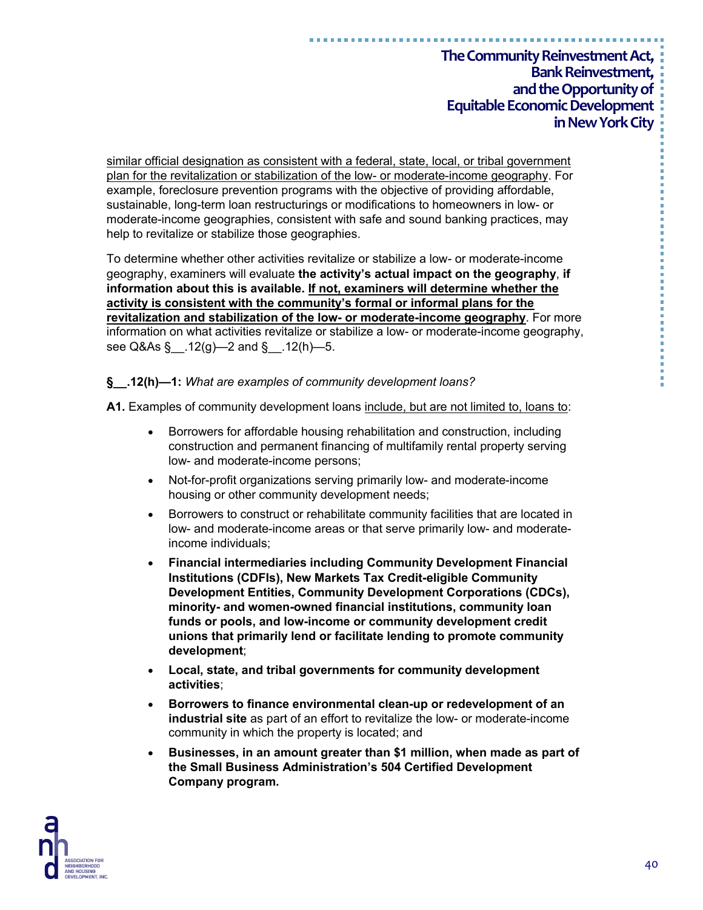<u>similar official designation as consistent with a federal, state, local, or tribal government plan for the revitalization or stabilization of the low- or moderate-income geography</u>. For example, foreclosure prevention programs with the objective of providing affordable, sustainable, long-term loan restructurings or modifications to homeowners in low- or moderate-income geographies, consistent with safe and sound banking practices, may help to revitalize or stabilize those geographies.

To determine whether other activities revitalize or stabilize a low- or moderate-income geography, examiners will evaluate **the activity's actual impact on the geography**, **if information about this is available. <u>If not, examiners will determine whether the activity is consistent with the community's formal or informal plans for the revitalization and stabilization of the low- or moderate-income geography</u>**. For more information on what activities revitalize or stabilize a low- or moderate-income geography, see Q&As §__.12(g)—2 and §__.12(h)—5.

**§__.12(h)—1:** *What are examples of community development loans?*

**A1.** Examples of community development loans <u>include, but are not limited to, loans to</u>:

- Borrowers for affordable housing rehabilitation and construction, including construction and permanent financing of multifamily rental property serving low- and moderate-income persons;
- Not-for-profit organizations serving primarily low- and moderate-income housing or other community development needs;
- Borrowers to construct or rehabilitate community facilities that are located in low- and moderate-income areas or that serve primarily low- and moderate-income individuals;
- **Financial intermediaries including Community Development Financial Institutions (CDFIs), New Markets Tax Credit-eligible Community Development Entities, Community Development Corporations (CDCs), minority- and women-owned financial institutions, community loan funds or pools, and low-income or community development credit unions that primarily lend or facilitate lending to promote community development**;
- **Local, state, and tribal governments for community development activities**;
- **Borrowers to finance environmental clean-up or redevelopment of an industrial site** as part of an effort to revitalize the low- or moderate-income community in which the property is located; and
- **Businesses, in an amount greater than $1 million, when made as part of the Small Business Administration's 504 Certified Development Company program.**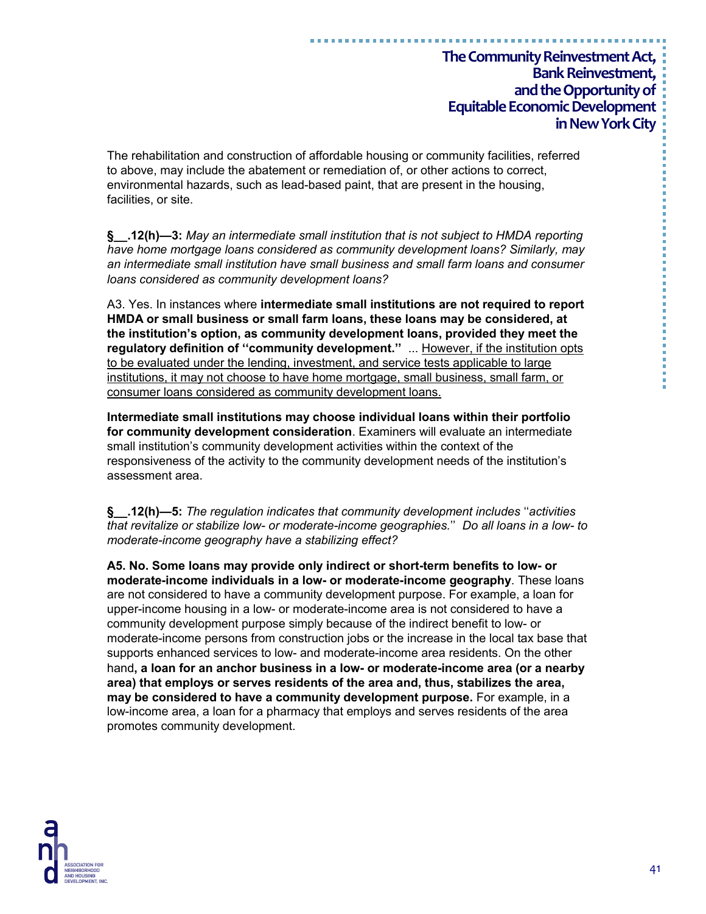The rehabilitation and construction of affordable housing or community facilities, referred to above, may include the abatement or remediation of, or other actions to correct, environmental hazards, such as lead-based paint, that are present in the housing, facilities, or site.

**§__.12(h)—3:** *May an intermediate small institution that is not subject to HMDA reporting have home mortgage loans considered as community development loans? Similarly, may an intermediate small institution have small business and small farm loans and consumer loans considered as community development loans?*

A3. Yes. In instances where **intermediate small institutions are not required to report HMDA or small business or small farm loans, these loans may be considered, at the institution's option, as community development loans, provided they meet the regulatory definition of ''community development.''** ... <u>However, if the institution opts to be evaluated under the lending, investment, and service tests applicable to large institutions, it may not choose to have home mortgage, small business, small farm, or consumer loans considered as community development loans.</u>

**Intermediate small institutions may choose individual loans within their portfolio for community development consideration**. Examiners will evaluate an intermediate small institution's community development activities within the context of the responsiveness of the activity to the community development needs of the institution's assessment area.

**§__.12(h)—5:** *The regulation indicates that community development includes* ''*activities that revitalize or stabilize low- or moderate-income geographies.*'' *Do all loans in a low- to moderate-income geography have a stabilizing effect?*

**A5. No. Some loans may provide only indirect or short-term benefits to low- or moderate-income individuals in a low- or moderate-income geography**. These loans are not considered to have a community development purpose. For example, a loan for upper-income housing in a low- or moderate-income area is not considered to have a community development purpose simply because of the indirect benefit to low- or moderate-income persons from construction jobs or the increase in the local tax base that supports enhanced services to low- and moderate-income area residents. On the other hand**, a loan for an anchor business in a low- or moderate-income area (or a nearby area) that employs or serves residents of the area and, thus, stabilizes the area, may be considered to have a community development purpose.** For example, in a low-income area, a loan for a pharmacy that employs and serves residents of the area promotes community development.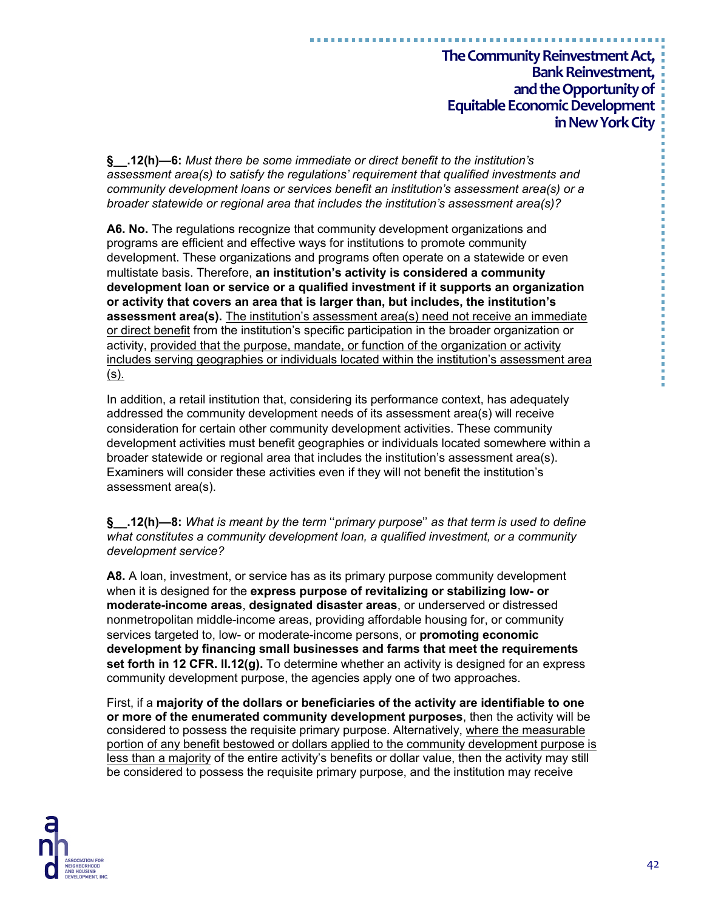**§__.12(h)—6:** *Must there be some immediate or direct benefit to the institution's assessment area(s) to satisfy the regulations' requirement that qualified investments and community development loans or services benefit an institution's assessment area(s) or a broader statewide or regional area that includes the institution's assessment area(s)?*

**A6. No.** The regulations recognize that community development organizations and programs are efficient and effective ways for institutions to promote community development. These organizations and programs often operate on a statewide or even multistate basis. Therefore, **an institution's activity is considered a community development loan or service or a qualified investment if it supports an organization or activity that covers an area that is larger than, but includes, the institution's assessment area(s).** <u>The institution's assessment area(s) need not receive an immediate or direct benefit</u> from the institution's specific participation in the broader organization or activity, <u>provided that the purpose, mandate, or function of the organization or activity includes serving geographies or individuals located within the institution's assessment area (s).</u>

In addition, a retail institution that, considering its performance context, has adequately addressed the community development needs of its assessment area(s) will receive consideration for certain other community development activities. These community development activities must benefit geographies or individuals located somewhere within a broader statewide or regional area that includes the institution's assessment area(s). Examiners will consider these activities even if they will not benefit the institution's assessment area(s).

**§__.12(h)—8:** *What is meant by the term ''primary purpose'' as that term is used to define what constitutes a community development loan, a qualified investment, or a community development service?*

**A8.** A loan, investment, or service has as its primary purpose community development when it is designed for the **express purpose of revitalizing or stabilizing low- or moderate-income areas**, **designated disaster areas**, or underserved or distressed nonmetropolitan middle-income areas, providing affordable housing for, or community services targeted to, low- or moderate-income persons, or **promoting economic development by financing small businesses and farms that meet the requirements set forth in 12 CFR. ll.12(g).** To determine whether an activity is designed for an express community development purpose, the agencies apply one of two approaches.

First, if a **majority of the dollars or beneficiaries of the activity are identifiable to one or more of the enumerated community development purposes**, then the activity will be considered to possess the requisite primary purpose. Alternatively, <u>where the measurable portion of any benefit bestowed or dollars applied to the community development purpose is less than a majority</u> of the entire activity's benefits or dollar value, then the activity may still be considered to possess the requisite primary purpose, and the institution may receive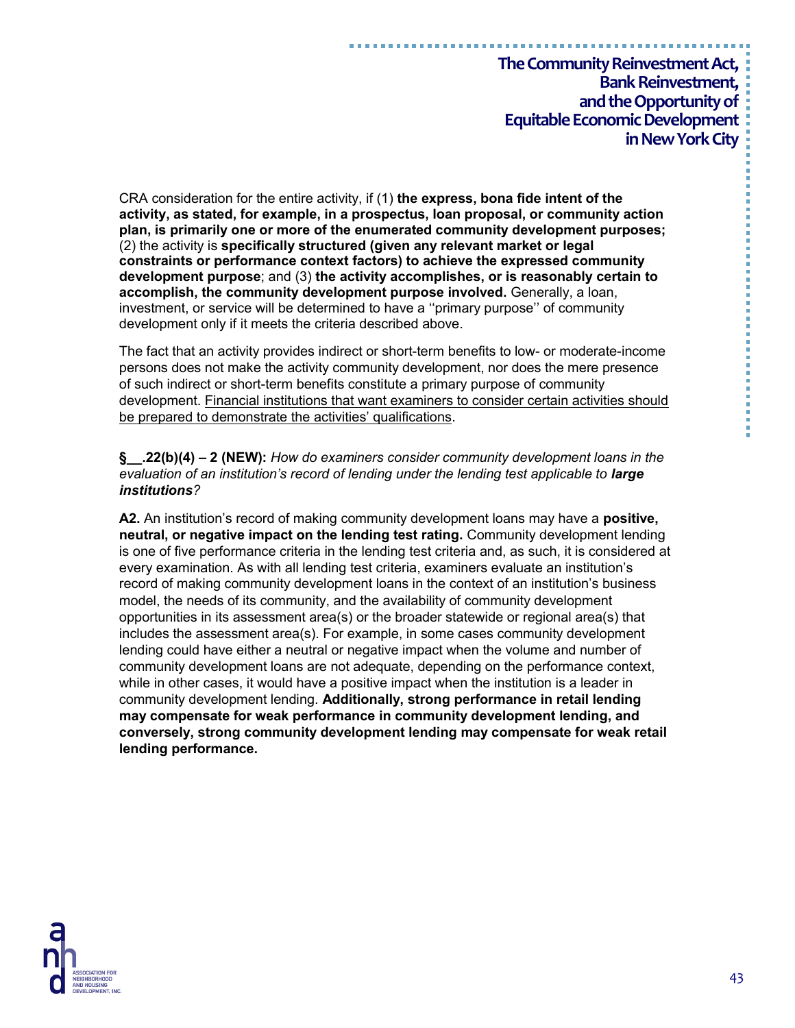CRA consideration for the entire activity, if (1) **the express, bona fide intent of the activity, as stated, for example, in a prospectus, loan proposal, or community action plan, is primarily one or more of the enumerated community development purposes;** (2) the activity is **specifically structured (given any relevant market or legal constraints or performance context factors) to achieve the expressed community development purpose**; and (3) **the activity accomplishes, or is reasonably certain to accomplish, the community development purpose involved.** Generally, a loan, investment, or service will be determined to have a ''primary purpose'' of community development only if it meets the criteria described above.

The fact that an activity provides indirect or short-term benefits to low- or moderate-income persons does not make the activity community development, nor does the mere presence of such indirect or short-term benefits constitute a primary purpose of community development. <u>Financial institutions that want examiners to consider certain activities should be prepared to demonstrate the activities' qualifications</u>.

**§__.22(b)(4) – 2 (NEW):** *How do examiners consider community development loans in the evaluation of an institution's record of lending under the lending test applicable to **large institutions**?*

**A2.** An institution's record of making community development loans may have a **positive, neutral, or negative impact on the lending test rating.** Community development lending is one of five performance criteria in the lending test criteria and, as such, it is considered at every examination. As with all lending test criteria, examiners evaluate an institution's record of making community development loans in the context of an institution's business model, the needs of its community, and the availability of community development opportunities in its assessment area(s) or the broader statewide or regional area(s) that includes the assessment area(s). For example, in some cases community development lending could have either a neutral or negative impact when the volume and number of community development loans are not adequate, depending on the performance context, while in other cases, it would have a positive impact when the institution is a leader in community development lending. **Additionally, strong performance in retail lending may compensate for weak performance in community development lending, and conversely, strong community development lending may compensate for weak retail lending performance.**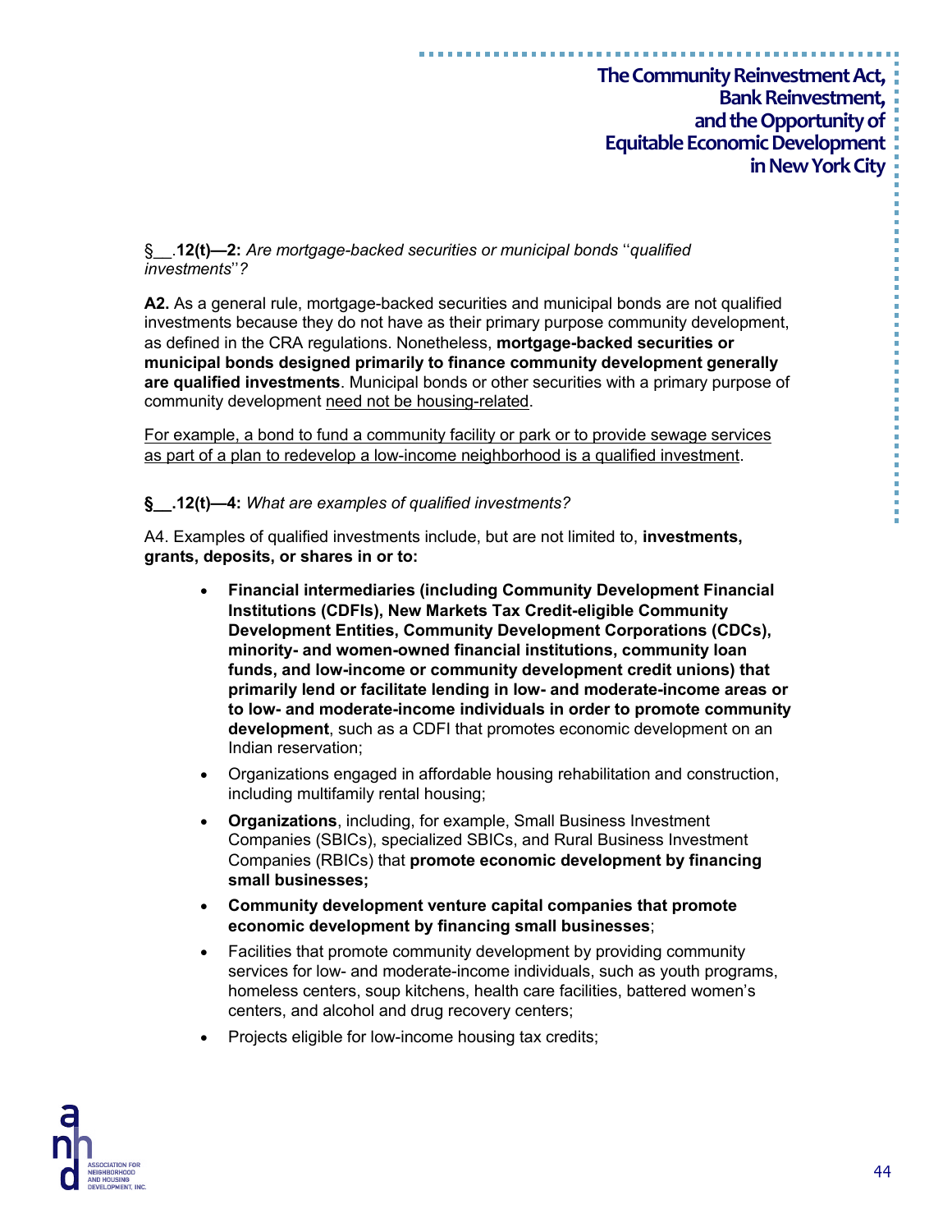§__.**12(t)—2:** *Are mortgage-backed securities or municipal bonds ''qualified investments''?*

**A2.** As a general rule, mortgage-backed securities and municipal bonds are not qualified investments because they do not have as their primary purpose community development, as defined in the CRA regulations. Nonetheless, **mortgage-backed securities or municipal bonds designed primarily to finance community development generally are qualified investments**. Municipal bonds or other securities with a primary purpose of community development <u>need not be housing-related</u>.

<u>For example, a bond to fund a community facility or park or to provide sewage services as part of a plan to redevelop a low-income neighborhood is a qualified investment</u>.

**§__.12(t)—4:** *What are examples of qualified investments?*

A4. Examples of qualified investments include, but are not limited to, **investments, grants, deposits, or shares in or to:**

- **Financial intermediaries (including Community Development Financial Institutions (CDFIs), New Markets Tax Credit-eligible Community Development Entities, Community Development Corporations (CDCs), minority- and women-owned financial institutions, community loan funds, and low-income or community development credit unions) that primarily lend or facilitate lending in low- and moderate-income areas or to low- and moderate-income individuals in order to promote community development**, such as a CDFI that promotes economic development on an Indian reservation;
- Organizations engaged in affordable housing rehabilitation and construction, including multifamily rental housing;
- **Organizations**, including, for example, Small Business Investment Companies (SBICs), specialized SBICs, and Rural Business Investment Companies (RBICs) that **promote economic development by financing small businesses;**
- **Community development venture capital companies that promote economic development by financing small businesses**;
- Facilities that promote community development by providing community services for low- and moderate-income individuals, such as youth programs, homeless centers, soup kitchens, health care facilities, battered women's centers, and alcohol and drug recovery centers;
- Projects eligible for low-income housing tax credits;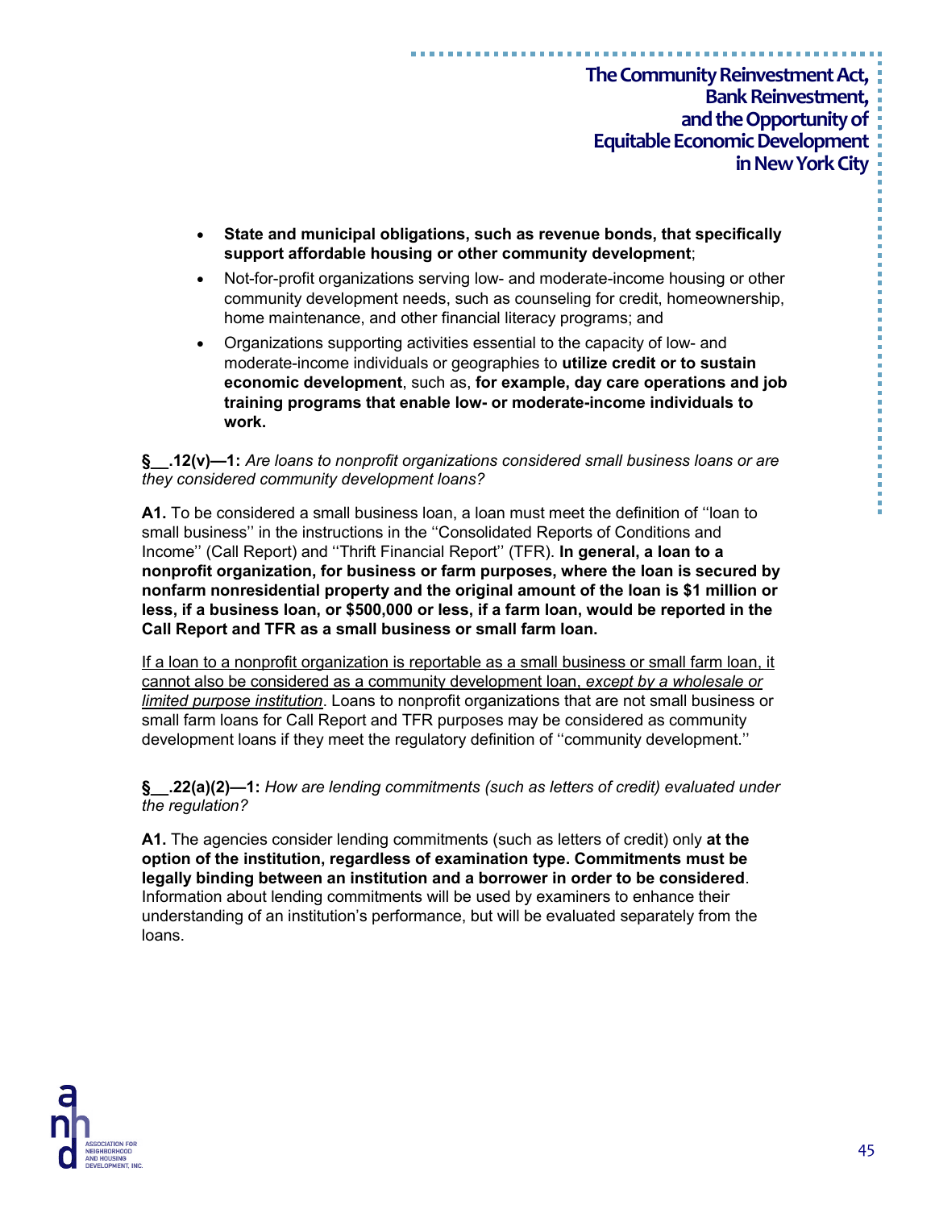- **State and municipal obligations, such as revenue bonds, that specifically support affordable housing or other community development**;
- Not-for-profit organizations serving low- and moderate-income housing or other community development needs, such as counseling for credit, homeownership, home maintenance, and other financial literacy programs; and
- Organizations supporting activities essential to the capacity of low- and moderate-income individuals or geographies to **utilize credit or to sustain economic development**, such as, **for example, day care operations and job training programs that enable low- or moderate-income individuals to work.**

**§__.12(v)—1:** *Are loans to nonprofit organizations considered small business loans or are they considered community development loans?*

**A1.** To be considered a small business loan, a loan must meet the definition of ''loan to small business'' in the instructions in the ''Consolidated Reports of Conditions and Income'' (Call Report) and ''Thrift Financial Report'' (TFR). **In general, a loan to a nonprofit organization, for business or farm purposes, where the loan is secured by nonfarm nonresidential property and the original amount of the loan is $1 million or less, if a business loan, or $500,000 or less, if a farm loan, would be reported in the Call Report and TFR as a small business or small farm loan.**

<u>If a loan to a nonprofit organization is reportable as a small business or small farm loan, it cannot also be considered as a community development loan, *except by a wholesale or limited purpose institution*</u>. Loans to nonprofit organizations that are not small business or small farm loans for Call Report and TFR purposes may be considered as community development loans if they meet the regulatory definition of ''community development.''

**§__.22(a)(2)—1:** *How are lending commitments (such as letters of credit) evaluated under the regulation?*

**A1.** The agencies consider lending commitments (such as letters of credit) only **at the option of the institution, regardless of examination type. Commitments must be legally binding between an institution and a borrower in order to be considered**. Information about lending commitments will be used by examiners to enhance their understanding of an institution's performance, but will be evaluated separately from the loans.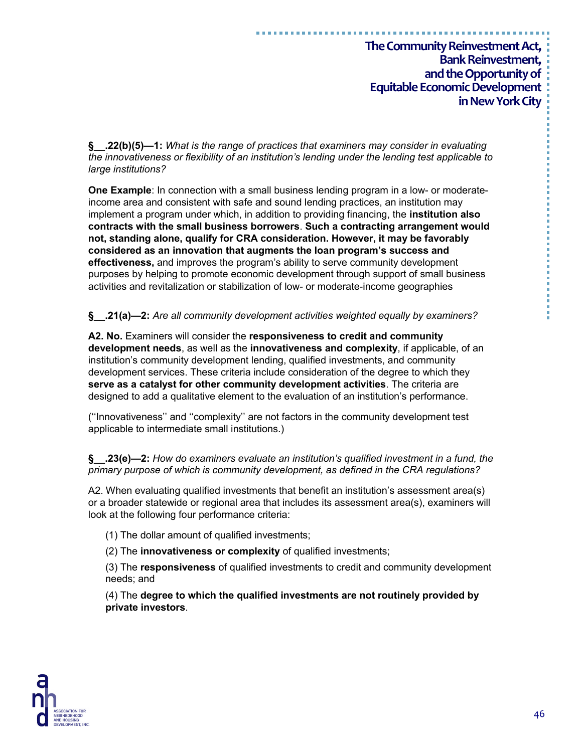**§__.22(b)(5)—1:** *What is the range of practices that examiners may consider in evaluating the innovativeness or flexibility of an institution's lending under the lending test applicable to large institutions?*

**One Example**: In connection with a small business lending program in a low- or moderate-income area and consistent with safe and sound lending practices, an institution may implement a program under which, in addition to providing financing, the **institution also contracts with the small business borrowers**. **Such a contracting arrangement would not, standing alone, qualify for CRA consideration. However, it may be favorably considered as an innovation that augments the loan program's success and effectiveness,** and improves the program's ability to serve community development purposes by helping to promote economic development through support of small business activities and revitalization or stabilization of low- or moderate-income geographies

**§__.21(a)—2:** *Are all community development activities weighted equally by examiners?*

**A2. No.** Examiners will consider the **responsiveness to credit and community development needs**, as well as the **innovativeness and complexity**, if applicable, of an institution's community development lending, qualified investments, and community development services. These criteria include consideration of the degree to which they **serve as a catalyst for other community development activities**. The criteria are designed to add a qualitative element to the evaluation of an institution's performance.

(''Innovativeness'' and ''complexity'' are not factors in the community development test applicable to intermediate small institutions.)

**§__.23(e)—2:** *How do examiners evaluate an institution's qualified investment in a fund, the primary purpose of which is community development, as defined in the CRA regulations?*

A2. When evaluating qualified investments that benefit an institution's assessment area(s) or a broader statewide or regional area that includes its assessment area(s), examiners will look at the following four performance criteria:

(1) The dollar amount of qualified investments;

(2) The **innovativeness or complexity** of qualified investments;

(3) The **responsiveness** of qualified investments to credit and community development needs; and

(4) The **degree to which the qualified investments are not routinely provided by private investors**.